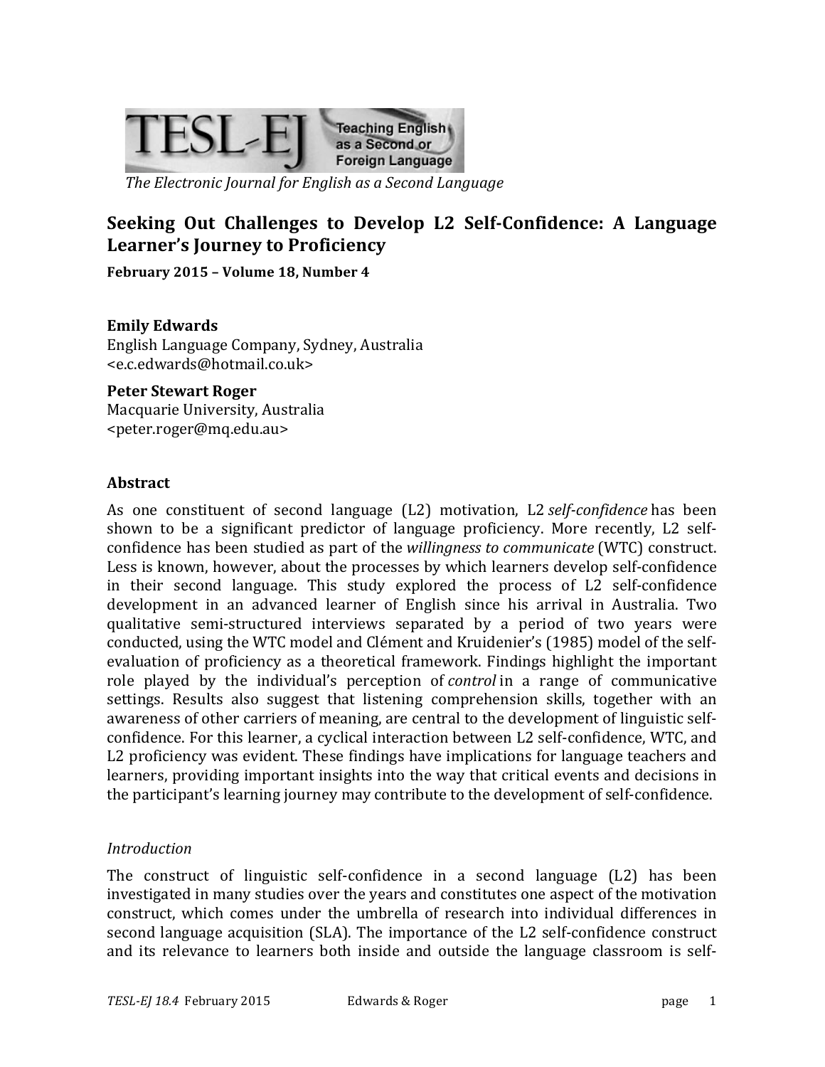The Electronic Journal for English as a Second Language

# Seeking Out Challenges to Develop L2 Self-Confidence: A Language Learner's Journey to Proficiency

**February 2015 – Volume 18, Number 4**

**Emily Edwards**
English Language Company, Sydney, Australia
<e.c.edwards@hotmail.co.uk>

**Peter Stewart Roger**
Macquarie University, Australia
<peter.roger@mq.edu.au>

## Abstract

As one constituent of second language (L2) motivation, L2 *self-confidence* has been shown to be a significant predictor of language proficiency. More recently, L2 self-confidence has been studied as part of the *willingness to communicate* (WTC) construct. Less is known, however, about the processes by which learners develop self-confidence in their second language. This study explored the process of L2 self-confidence development in an advanced learner of English since his arrival in Australia. Two qualitative semi-structured interviews separated by a period of two years were conducted, using the WTC model and Clément and Kruidenier's (1985) model of the self-evaluation of proficiency as a theoretical framework. Findings highlight the important role played by the individual's perception of *control* in a range of communicative settings. Results also suggest that listening comprehension skills, together with an awareness of other carriers of meaning, are central to the development of linguistic self-confidence. For this learner, a cyclical interaction between L2 self-confidence, WTC, and L2 proficiency was evident. These findings have implications for language teachers and learners, providing important insights into the way that critical events and decisions in the participant's learning journey may contribute to the development of self-confidence.

### *Introduction*

The construct of linguistic self-confidence in a second language (L2) has been investigated in many studies over the years and constitutes one aspect of the motivation construct, which comes under the umbrella of research into individual differences in second language acquisition (SLA). The importance of the L2 self-confidence construct and its relevance to learners both inside and outside the language classroom is self-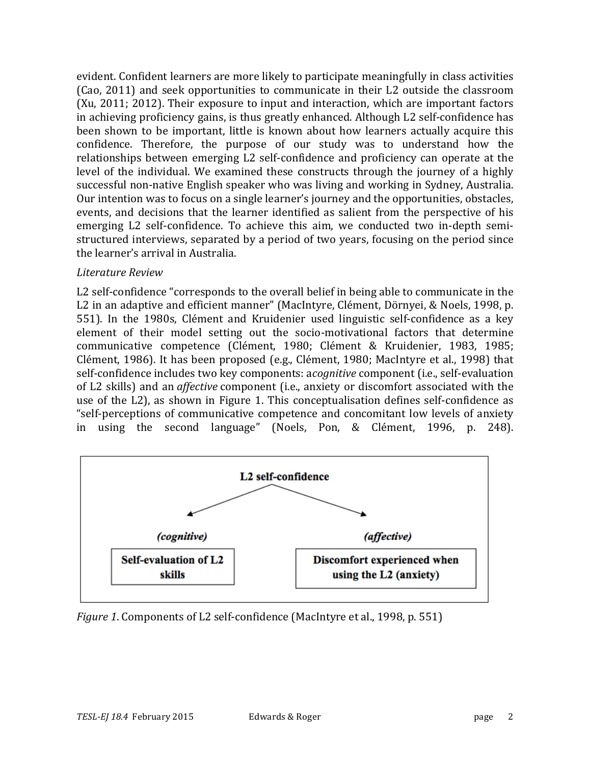evident. Confident learners are more likely to participate meaningfully in class activities (Cao, 2011) and seek opportunities to communicate in their L2 outside the classroom (Xu, 2011; 2012). Their exposure to input and interaction, which are important factors in achieving proficiency gains, is thus greatly enhanced. Although L2 self-confidence has been shown to be important, little is known about how learners actually acquire this confidence. Therefore, the purpose of our study was to understand how the relationships between emerging L2 self-confidence and proficiency can operate at the level of the individual. We examined these constructs through the journey of a highly successful non-native English speaker who was living and working in Sydney, Australia. Our intention was to focus on a single learner's journey and the opportunities, obstacles, events, and decisions that the learner identified as salient from the perspective of his emerging L2 self-confidence. To achieve this aim, we conducted two in-depth semi-structured interviews, separated by a period of two years, focusing on the period since the learner's arrival in Australia.

*Literature Review*

L2 self-confidence "corresponds to the overall belief in being able to communicate in the L2 in an adaptive and efficient manner" (MacIntyre, Clément, Dörnyei, & Noels, 1998, p. 551). In the 1980s, Clément and Kruidenier used linguistic self-confidence as a key element of their model setting out the socio-motivational factors that determine communicative competence (Clément, 1980; Clément & Kruidenier, 1983, 1985; Clément, 1986). It has been proposed (e.g., Clément, 1980; MacIntyre et al., 1998) that self-confidence includes two key components: a *cognitive* component (i.e., self-evaluation of L2 skills) and an *affective* component (i.e., anxiety or discomfort associated with the use of the L2), as shown in Figure 1. This conceptualisation defines self-confidence as "self-perceptions of communicative competence and concomitant low levels of anxiety in using the second language" (Noels, Pon, & Clément, 1996, p. 248).

**L2 self-confidence**

*(cognitive)* **Self-evaluation of L2 skills**

*(affective)* **Discomfort experienced when using the L2 (anxiety)**

*Figure 1.* Components of L2 self-confidence (MacIntyre et al., 1998, p. 551)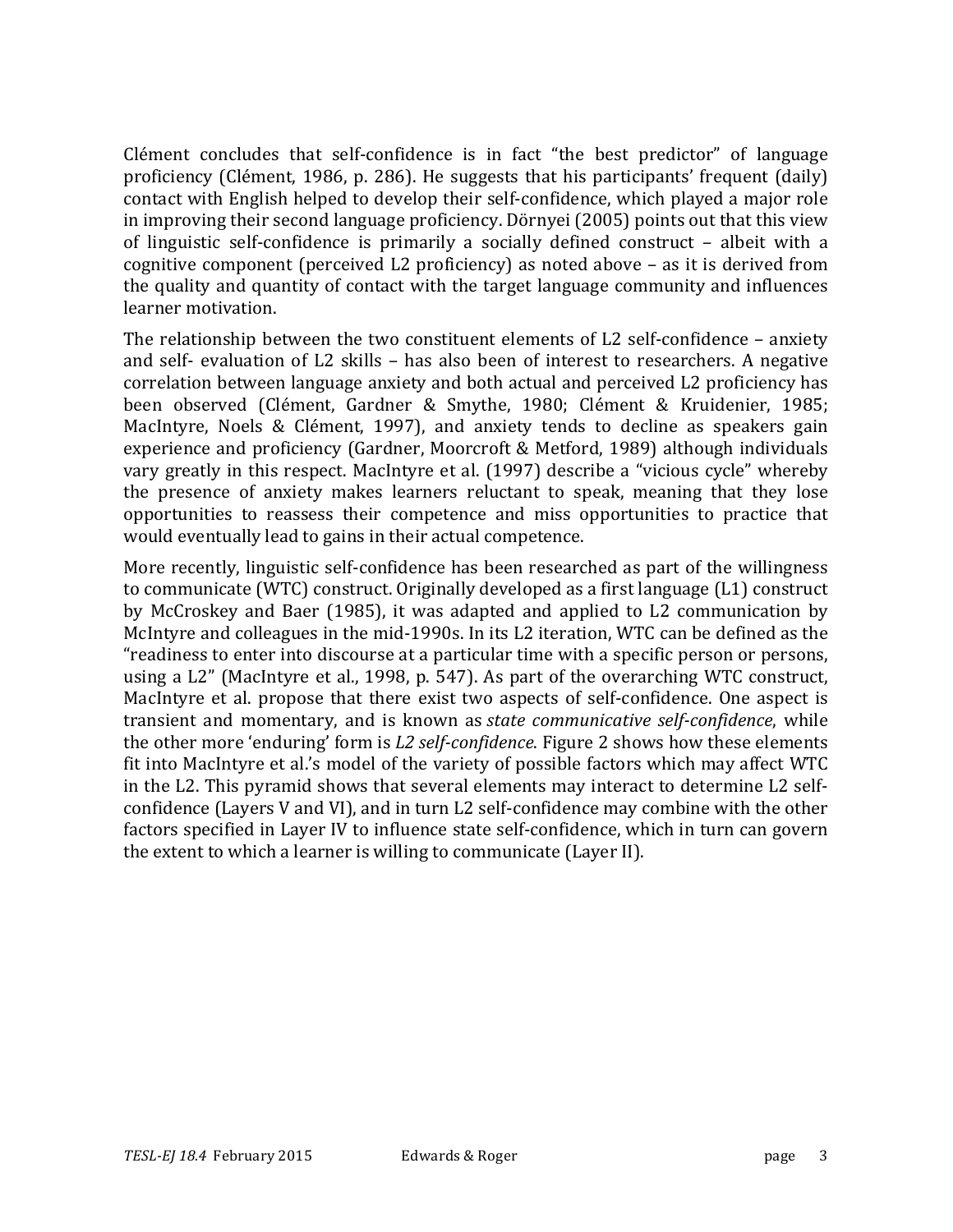Clément concludes that self-confidence is in fact “the best predictor” of language proficiency (Clément, 1986, p. 286). He suggests that his participants’ frequent (daily) contact with English helped to develop their self-confidence, which played a major role in improving their second language proficiency. Dörnyei (2005) points out that this view of linguistic self-confidence is primarily a socially defined construct – albeit with a cognitive component (perceived L2 proficiency) as noted above – as it is derived from the quality and quantity of contact with the target language community and influences learner motivation.

The relationship between the two constituent elements of L2 self-confidence – anxiety and self- evaluation of L2 skills – has also been of interest to researchers. A negative correlation between language anxiety and both actual and perceived L2 proficiency has been observed (Clément, Gardner & Smythe, 1980; Clément & Kruidenier, 1985; MacIntyre, Noels & Clément, 1997), and anxiety tends to decline as speakers gain experience and proficiency (Gardner, Moorcroft & Metford, 1989) although individuals vary greatly in this respect. MacIntyre et al. (1997) describe a “vicious cycle” whereby the presence of anxiety makes learners reluctant to speak, meaning that they lose opportunities to reassess their competence and miss opportunities to practice that would eventually lead to gains in their actual competence.

More recently, linguistic self-confidence has been researched as part of the willingness to communicate (WTC) construct. Originally developed as a first language (L1) construct by McCroskey and Baer (1985), it was adapted and applied to L2 communication by McIntyre and colleagues in the mid-1990s. In its L2 iteration, WTC can be defined as the “readiness to enter into discourse at a particular time with a specific person or persons, using a L2” (MacIntyre et al., 1998, p. 547). As part of the overarching WTC construct, MacIntyre et al. propose that there exist two aspects of self-confidence. One aspect is transient and momentary, and is known as *state communicative self-confidence*, while the other more ‘enduring’ form is *L2 self-confidence*. Figure 2 shows how these elements fit into MacIntyre et al.’s model of the variety of possible factors which may affect WTC in the L2. This pyramid shows that several elements may interact to determine L2 self-confidence (Layers V and VI), and in turn L2 self-confidence may combine with the other factors specified in Layer IV to influence state self-confidence, which in turn can govern the extent to which a learner is willing to communicate (Layer II).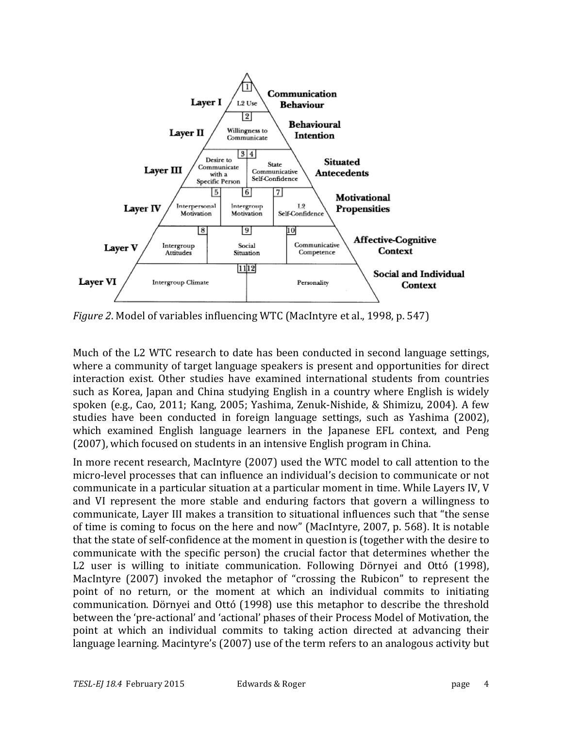*Figure 2*. Model of variables influencing WTC (MacIntyre et al., 1998, p. 547)

Much of the L2 WTC research to date has been conducted in second language settings, where a community of target language speakers is present and opportunities for direct interaction exist. Other studies have examined international students from countries such as Korea, Japan and China studying English in a country where English is widely spoken (e.g., Cao, 2011; Kang, 2005; Yashima, Zenuk-Nishide, & Shimizu, 2004). A few studies have been conducted in foreign language settings, such as Yashima (2002), which examined English language learners in the Japanese EFL context, and Peng (2007), which focused on students in an intensive English program in China.

In more recent research, MacIntyre (2007) used the WTC model to call attention to the micro-level processes that can influence an individual's decision to communicate or not communicate in a particular situation at a particular moment in time. While Layers IV, V and VI represent the more stable and enduring factors that govern a willingness to communicate, Layer III makes a transition to situational influences such that "the sense of time is coming to focus on the here and now" (MacIntyre, 2007, p. 568). It is notable that the state of self-confidence at the moment in question is (together with the desire to communicate with the specific person) the crucial factor that determines whether the L2 user is willing to initiate communication. Following Dörnyei and Ottó (1998), MacIntyre (2007) invoked the metaphor of "crossing the Rubicon" to represent the point of no return, or the moment at which an individual commits to initiating communication. Dörnyei and Ottó (1998) use this metaphor to describe the threshold between the 'pre-actional' and 'actional' phases of their Process Model of Motivation, the point at which an individual commits to taking action directed at advancing their language learning. Macintyre's (2007) use of the term refers to an analogous activity but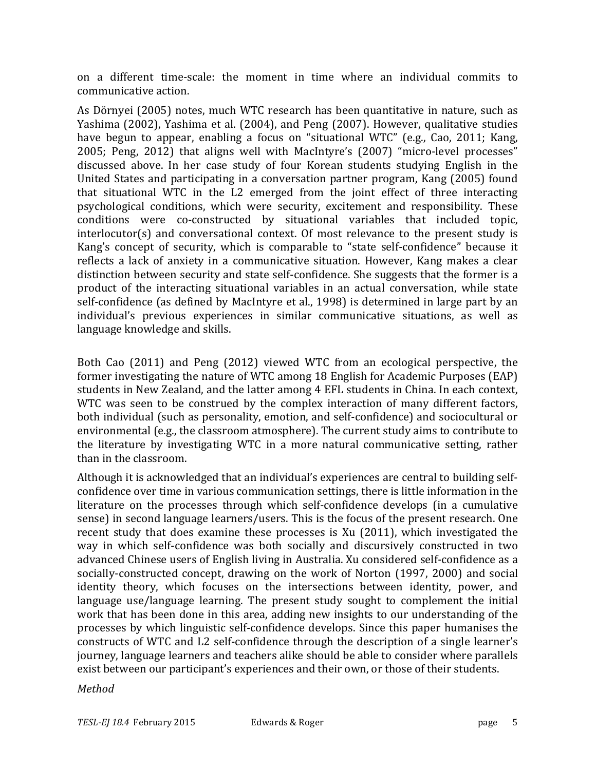on a different time-scale: the moment in time where an individual commits to communicative action.

As Dörnyei (2005) notes, much WTC research has been quantitative in nature, such as Yashima (2002), Yashima et al. (2004), and Peng (2007). However, qualitative studies have begun to appear, enabling a focus on "situational WTC" (e.g., Cao, 2011; Kang, 2005; Peng, 2012) that aligns well with MacIntyre's (2007) "micro-level processes" discussed above. In her case study of four Korean students studying English in the United States and participating in a conversation partner program, Kang (2005) found that situational WTC in the L2 emerged from the joint effect of three interacting psychological conditions, which were security, excitement and responsibility. These conditions were co-constructed by situational variables that included topic, interlocutor(s) and conversational context. Of most relevance to the present study is Kang's concept of security, which is comparable to "state self-confidence" because it reflects a lack of anxiety in a communicative situation. However, Kang makes a clear distinction between security and state self-confidence. She suggests that the former is a product of the interacting situational variables in an actual conversation, while state self-confidence (as defined by MacIntyre et al., 1998) is determined in large part by an individual's previous experiences in similar communicative situations, as well as language knowledge and skills.

Both Cao (2011) and Peng (2012) viewed WTC from an ecological perspective, the former investigating the nature of WTC among 18 English for Academic Purposes (EAP) students in New Zealand, and the latter among 4 EFL students in China. In each context, WTC was seen to be construed by the complex interaction of many different factors, both individual (such as personality, emotion, and self-confidence) and sociocultural or environmental (e.g., the classroom atmosphere). The current study aims to contribute to the literature by investigating WTC in a more natural communicative setting, rather than in the classroom.

Although it is acknowledged that an individual's experiences are central to building self-confidence over time in various communication settings, there is little information in the literature on the processes through which self-confidence develops (in a cumulative sense) in second language learners/users. This is the focus of the present research. One recent study that does examine these processes is Xu (2011), which investigated the way in which self-confidence was both socially and discursively constructed in two advanced Chinese users of English living in Australia. Xu considered self-confidence as a socially-constructed concept, drawing on the work of Norton (1997, 2000) and social identity theory, which focuses on the intersections between identity, power, and language use/language learning. The present study sought to complement the initial work that has been done in this area, adding new insights to our understanding of the processes by which linguistic self-confidence develops. Since this paper humanises the constructs of WTC and L2 self-confidence through the description of a single learner's journey, language learners and teachers alike should be able to consider where parallels exist between our participant's experiences and their own, or those of their students.

*Method*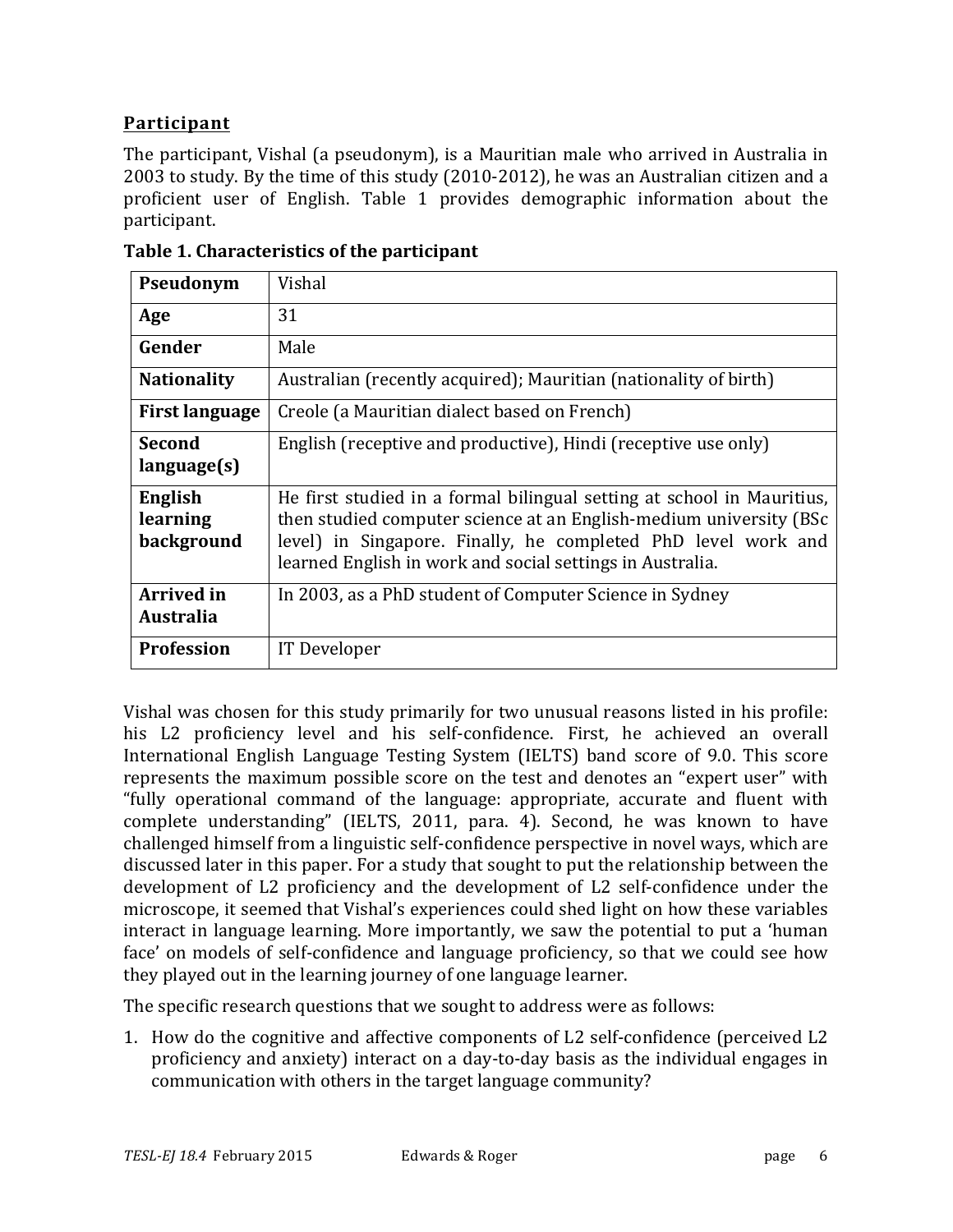## Participant

The participant, Vishal (a pseudonym), is a Mauritian male who arrived in Australia in 2003 to study. By the time of this study (2010-2012), he was an Australian citizen and a proficient user of English. Table 1 provides demographic information about the participant.

**Table 1. Characteristics of the participant**

| | |
|---|---|
| **Pseudonym** | Vishal |
| **Age** | 31 |
| **Gender** | Male |
| **Nationality** | Australian (recently acquired); Mauritian (nationality of birth) |
| **First language** | Creole (a Mauritian dialect based on French) |
| **Second language(s)** | English (receptive and productive), Hindi (receptive use only) |
| **English learning background** | He first studied in a formal bilingual setting at school in Mauritius, then studied computer science at an English-medium university (BSc level) in Singapore. Finally, he completed PhD level work and learned English in work and social settings in Australia. |
| **Arrived in Australia** | In 2003, as a PhD student of Computer Science in Sydney |
| **Profession** | IT Developer |

Vishal was chosen for this study primarily for two unusual reasons listed in his profile: his L2 proficiency level and his self-confidence. First, he achieved an overall International English Language Testing System (IELTS) band score of 9.0. This score represents the maximum possible score on the test and denotes an "expert user" with "fully operational command of the language: appropriate, accurate and fluent with complete understanding" (IELTS, 2011, para. 4). Second, he was known to have challenged himself from a linguistic self-confidence perspective in novel ways, which are discussed later in this paper. For a study that sought to put the relationship between the development of L2 proficiency and the development of L2 self-confidence under the microscope, it seemed that Vishal's experiences could shed light on how these variables interact in language learning. More importantly, we saw the potential to put a 'human face' on models of self-confidence and language proficiency, so that we could see how they played out in the learning journey of one language learner.

The specific research questions that we sought to address were as follows:

1. How do the cognitive and affective components of L2 self-confidence (perceived L2 proficiency and anxiety) interact on a day-to-day basis as the individual engages in communication with others in the target language community?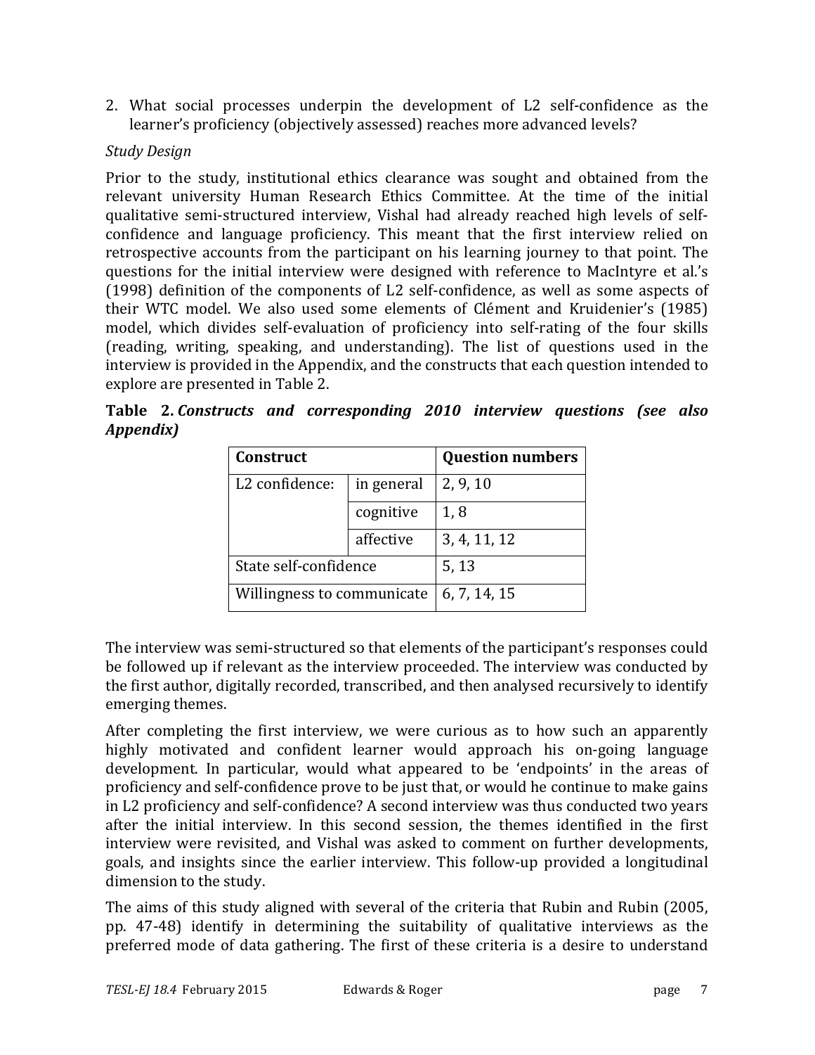2. What social processes underpin the development of L2 self-confidence as the learner's proficiency (objectively assessed) reaches more advanced levels?

*Study Design*

Prior to the study, institutional ethics clearance was sought and obtained from the relevant university Human Research Ethics Committee. At the time of the initial qualitative semi-structured interview, Vishal had already reached high levels of self-confidence and language proficiency. This meant that the first interview relied on retrospective accounts from the participant on his learning journey to that point. The questions for the initial interview were designed with reference to MacIntyre et al.'s (1998) definition of the components of L2 self-confidence, as well as some aspects of their WTC model. We also used some elements of Clément and Kruidenier's (1985) model, which divides self-evaluation of proficiency into self-rating of the four skills (reading, writing, speaking, and understanding). The list of questions used in the interview is provided in the Appendix, and the constructs that each question intended to explore are presented in Table 2.

**Table 2.** ***Constructs and corresponding 2010 interview questions (see also Appendix)***

| Construct | | Question numbers |
|---|---|---|
| L2 confidence: | in general | 2, 9, 10 |
| | cognitive | 1, 8 |
| | affective | 3, 4, 11, 12 |
| State self-confidence | | 5, 13 |
| Willingness to communicate | | 6, 7, 14, 15 |

The interview was semi-structured so that elements of the participant's responses could be followed up if relevant as the interview proceeded. The interview was conducted by the first author, digitally recorded, transcribed, and then analysed recursively to identify emerging themes.

After completing the first interview, we were curious as to how such an apparently highly motivated and confident learner would approach his on-going language development. In particular, would what appeared to be 'endpoints' in the areas of proficiency and self-confidence prove to be just that, or would he continue to make gains in L2 proficiency and self-confidence? A second interview was thus conducted two years after the initial interview. In this second session, the themes identified in the first interview were revisited, and Vishal was asked to comment on further developments, goals, and insights since the earlier interview. This follow-up provided a longitudinal dimension to the study.

The aims of this study aligned with several of the criteria that Rubin and Rubin (2005, pp. 47-48) identify in determining the suitability of qualitative interviews as the preferred mode of data gathering. The first of these criteria is a desire to understand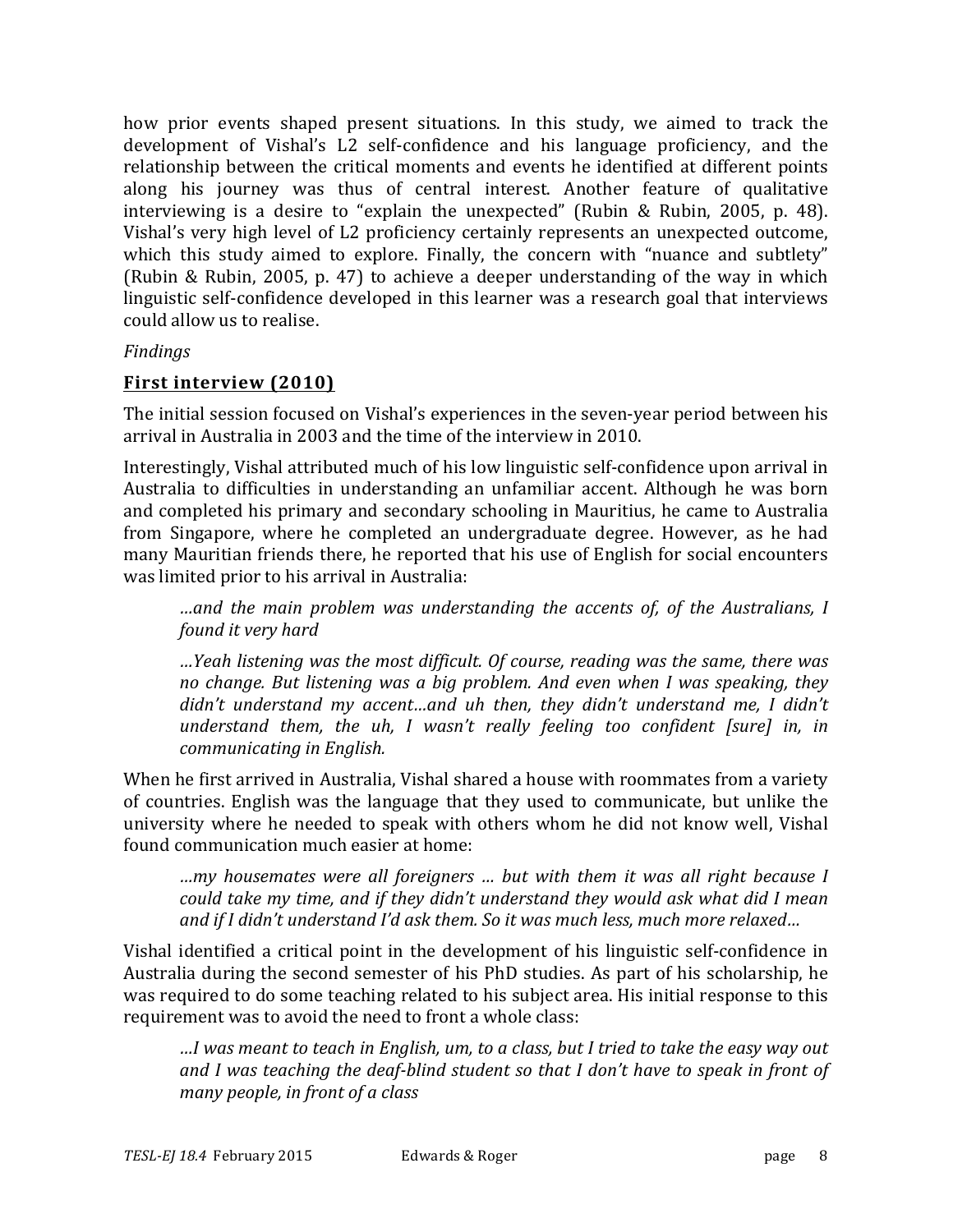how prior events shaped present situations. In this study, we aimed to track the development of Vishal's L2 self-confidence and his language proficiency, and the relationship between the critical moments and events he identified at different points along his journey was thus of central interest. Another feature of qualitative interviewing is a desire to "explain the unexpected" (Rubin & Rubin, 2005, p. 48). Vishal's very high level of L2 proficiency certainly represents an unexpected outcome, which this study aimed to explore. Finally, the concern with "nuance and subtlety" (Rubin & Rubin, 2005, p. 47) to achieve a deeper understanding of the way in which linguistic self-confidence developed in this learner was a research goal that interviews could allow us to realise.

*Findings*

## **First interview (2010)**

The initial session focused on Vishal's experiences in the seven-year period between his arrival in Australia in 2003 and the time of the interview in 2010.

Interestingly, Vishal attributed much of his low linguistic self-confidence upon arrival in Australia to difficulties in understanding an unfamiliar accent. Although he was born and completed his primary and secondary schooling in Mauritius, he came to Australia from Singapore, where he completed an undergraduate degree. However, as he had many Mauritian friends there, he reported that his use of English for social encounters was limited prior to his arrival in Australia:

> *…and the main problem was understanding the accents of, of the Australians, I found it very hard*
>
> *…Yeah listening was the most difficult. Of course, reading was the same, there was no change. But listening was a big problem. And even when I was speaking, they didn't understand my accent…and uh then, they didn't understand me, I didn't understand them, the uh, I wasn't really feeling too confident [sure] in, in communicating in English.*

When he first arrived in Australia, Vishal shared a house with roommates from a variety of countries. English was the language that they used to communicate, but unlike the university where he needed to speak with others whom he did not know well, Vishal found communication much easier at home:

> *…my housemates were all foreigners … but with them it was all right because I could take my time, and if they didn't understand they would ask what did I mean and if I didn't understand I'd ask them. So it was much less, much more relaxed…*

Vishal identified a critical point in the development of his linguistic self-confidence in Australia during the second semester of his PhD studies. As part of his scholarship, he was required to do some teaching related to his subject area. His initial response to this requirement was to avoid the need to front a whole class:

> *…I was meant to teach in English, um, to a class, but I tried to take the easy way out and I was teaching the deaf-blind student so that I don't have to speak in front of many people, in front of a class*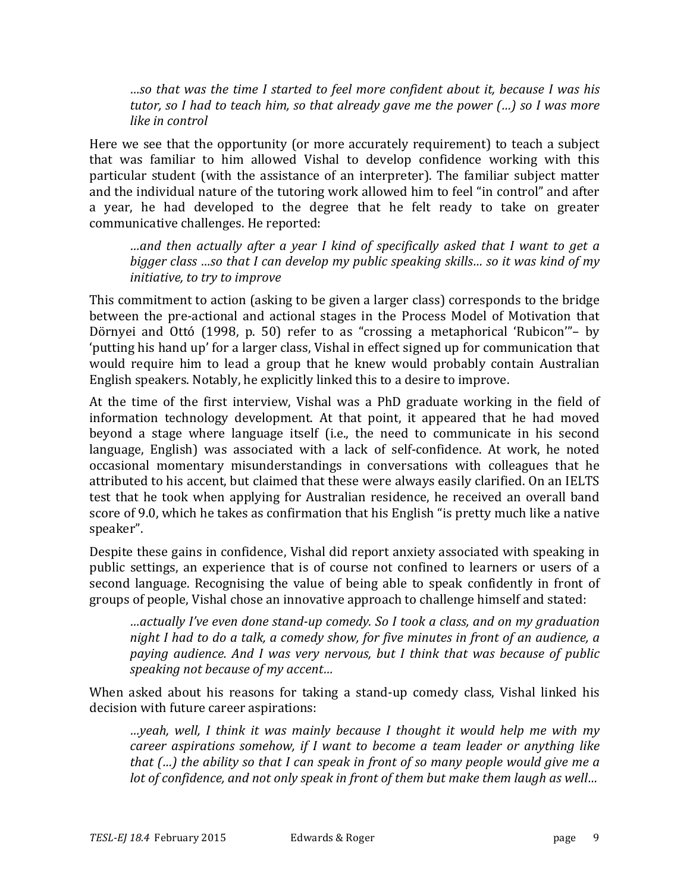> *…so that was the time I started to feel more confident about it, because I was his tutor, so I had to teach him, so that already gave me the power (…) so I was more like in control*

Here we see that the opportunity (or more accurately requirement) to teach a subject that was familiar to him allowed Vishal to develop confidence working with this particular student (with the assistance of an interpreter). The familiar subject matter and the individual nature of the tutoring work allowed him to feel "in control" and after a year, he had developed to the degree that he felt ready to take on greater communicative challenges. He reported:

> *…and then actually after a year I kind of specifically asked that I want to get a bigger class …so that I can develop my public speaking skills… so it was kind of my initiative, to try to improve*

This commitment to action (asking to be given a larger class) corresponds to the bridge between the pre-actional and actional stages in the Process Model of Motivation that Dörnyei and Ottó (1998, p. 50) refer to as "crossing a metaphorical 'Rubicon'"– by 'putting his hand up' for a larger class, Vishal in effect signed up for communication that would require him to lead a group that he knew would probably contain Australian English speakers. Notably, he explicitly linked this to a desire to improve.

At the time of the first interview, Vishal was a PhD graduate working in the field of information technology development. At that point, it appeared that he had moved beyond a stage where language itself (i.e., the need to communicate in his second language, English) was associated with a lack of self-confidence. At work, he noted occasional momentary misunderstandings in conversations with colleagues that he attributed to his accent, but claimed that these were always easily clarified. On an IELTS test that he took when applying for Australian residence, he received an overall band score of 9.0, which he takes as confirmation that his English "is pretty much like a native speaker".

Despite these gains in confidence, Vishal did report anxiety associated with speaking in public settings, an experience that is of course not confined to learners or users of a second language. Recognising the value of being able to speak confidently in front of groups of people, Vishal chose an innovative approach to challenge himself and stated:

> *…actually I've even done stand-up comedy. So I took a class, and on my graduation night I had to do a talk, a comedy show, for five minutes in front of an audience, a paying audience. And I was very nervous, but I think that was because of public speaking not because of my accent…*

When asked about his reasons for taking a stand-up comedy class, Vishal linked his decision with future career aspirations:

> *…yeah, well, I think it was mainly because I thought it would help me with my career aspirations somehow, if I want to become a team leader or anything like that (…) the ability so that I can speak in front of so many people would give me a lot of confidence, and not only speak in front of them but make them laugh as well…*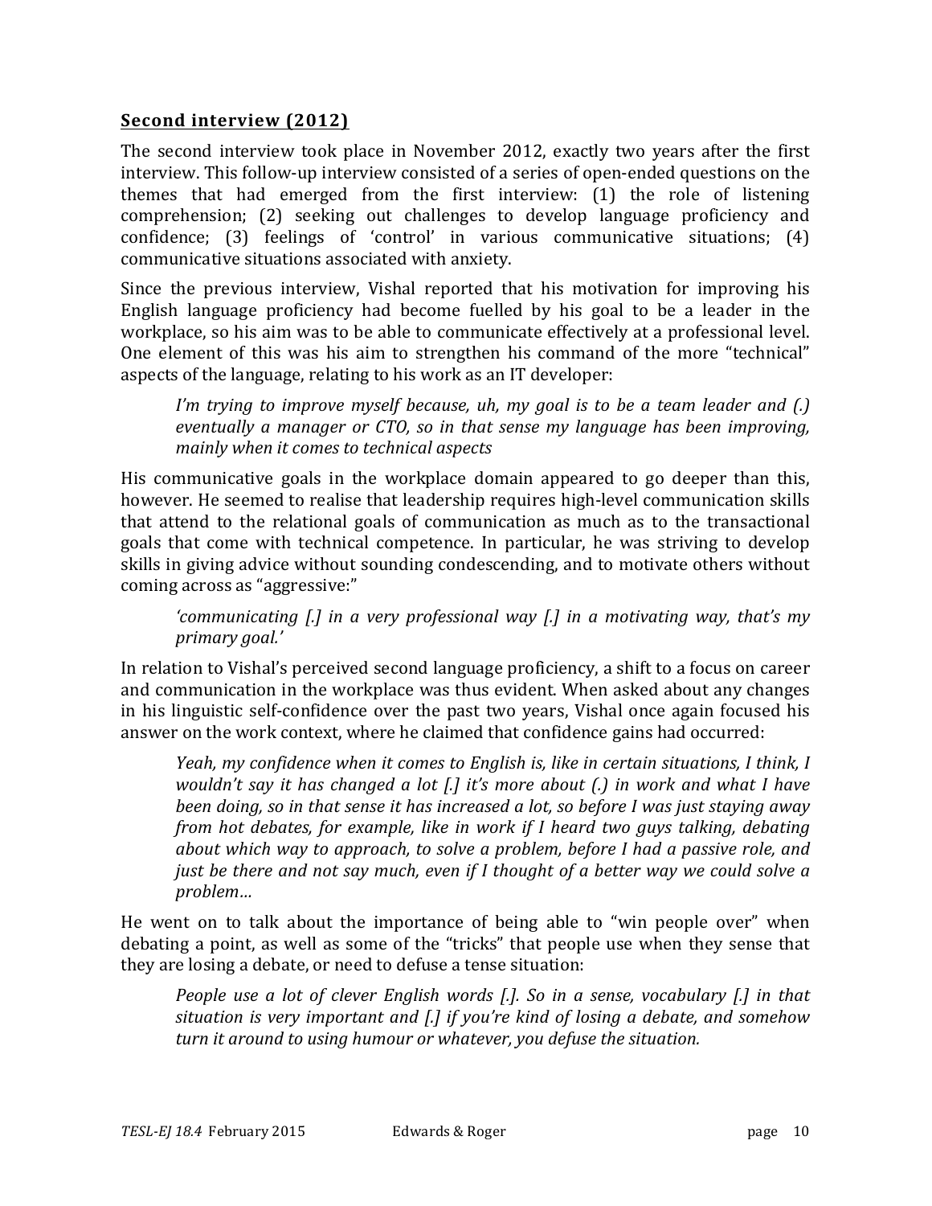## **Second interview (2012)**

The second interview took place in November 2012, exactly two years after the first interview. This follow-up interview consisted of a series of open-ended questions on the themes that had emerged from the first interview: (1) the role of listening comprehension; (2) seeking out challenges to develop language proficiency and confidence; (3) feelings of 'control' in various communicative situations; (4) communicative situations associated with anxiety.

Since the previous interview, Vishal reported that his motivation for improving his English language proficiency had become fuelled by his goal to be a leader in the workplace, so his aim was to be able to communicate effectively at a professional level. One element of this was his aim to strengthen his command of the more "technical" aspects of the language, relating to his work as an IT developer:

> *I'm trying to improve myself because, uh, my goal is to be a team leader and (.) eventually a manager or CTO, so in that sense my language has been improving, mainly when it comes to technical aspects*

His communicative goals in the workplace domain appeared to go deeper than this, however. He seemed to realise that leadership requires high-level communication skills that attend to the relational goals of communication as much as to the transactional goals that come with technical competence. In particular, he was striving to develop skills in giving advice without sounding condescending, and to motivate others without coming across as "aggressive:"

> *'communicating [.] in a very professional way [.] in a motivating way, that's my primary goal.'*

In relation to Vishal's perceived second language proficiency, a shift to a focus on career and communication in the workplace was thus evident. When asked about any changes in his linguistic self-confidence over the past two years, Vishal once again focused his answer on the work context, where he claimed that confidence gains had occurred:

> *Yeah, my confidence when it comes to English is, like in certain situations, I think, I wouldn't say it has changed a lot [.] it's more about (.) in work and what I have been doing, so in that sense it has increased a lot, so before I was just staying away from hot debates, for example, like in work if I heard two guys talking, debating about which way to approach, to solve a problem, before I had a passive role, and just be there and not say much, even if I thought of a better way we could solve a problem…*

He went on to talk about the importance of being able to "win people over" when debating a point, as well as some of the "tricks" that people use when they sense that they are losing a debate, or need to defuse a tense situation:

> *People use a lot of clever English words [.]. So in a sense, vocabulary [.] in that situation is very important and [.] if you're kind of losing a debate, and somehow turn it around to using humour or whatever, you defuse the situation.*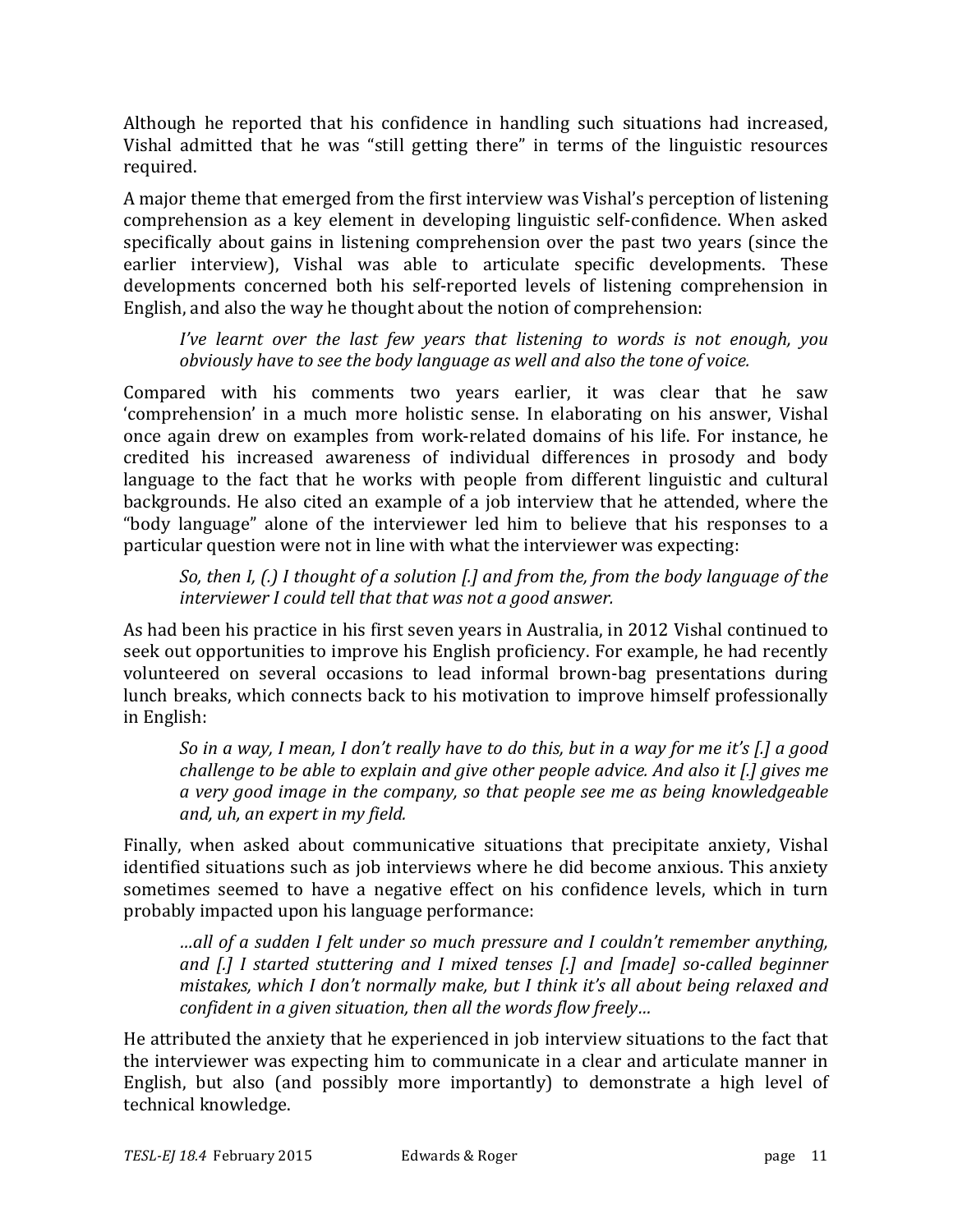Although he reported that his confidence in handling such situations had increased, Vishal admitted that he was "still getting there" in terms of the linguistic resources required.

A major theme that emerged from the first interview was Vishal's perception of listening comprehension as a key element in developing linguistic self-confidence. When asked specifically about gains in listening comprehension over the past two years (since the earlier interview), Vishal was able to articulate specific developments. These developments concerned both his self-reported levels of listening comprehension in English, and also the way he thought about the notion of comprehension:

> *I've learnt over the last few years that listening to words is not enough, you obviously have to see the body language as well and also the tone of voice.*

Compared with his comments two years earlier, it was clear that he saw 'comprehension' in a much more holistic sense. In elaborating on his answer, Vishal once again drew on examples from work-related domains of his life. For instance, he credited his increased awareness of individual differences in prosody and body language to the fact that he works with people from different linguistic and cultural backgrounds. He also cited an example of a job interview that he attended, where the "body language" alone of the interviewer led him to believe that his responses to a particular question were not in line with what the interviewer was expecting:

> *So, then I, (.) I thought of a solution [.] and from the, from the body language of the interviewer I could tell that that was not a good answer.*

As had been his practice in his first seven years in Australia, in 2012 Vishal continued to seek out opportunities to improve his English proficiency. For example, he had recently volunteered on several occasions to lead informal brown-bag presentations during lunch breaks, which connects back to his motivation to improve himself professionally in English:

> *So in a way, I mean, I don't really have to do this, but in a way for me it's [.] a good challenge to be able to explain and give other people advice. And also it [.] gives me a very good image in the company, so that people see me as being knowledgeable and, uh, an expert in my field.*

Finally, when asked about communicative situations that precipitate anxiety, Vishal identified situations such as job interviews where he did become anxious. This anxiety sometimes seemed to have a negative effect on his confidence levels, which in turn probably impacted upon his language performance:

> *…all of a sudden I felt under so much pressure and I couldn't remember anything, and [.] I started stuttering and I mixed tenses [.] and [made] so-called beginner mistakes, which I don't normally make, but I think it's all about being relaxed and confident in a given situation, then all the words flow freely…*

He attributed the anxiety that he experienced in job interview situations to the fact that the interviewer was expecting him to communicate in a clear and articulate manner in English, but also (and possibly more importantly) to demonstrate a high level of technical knowledge.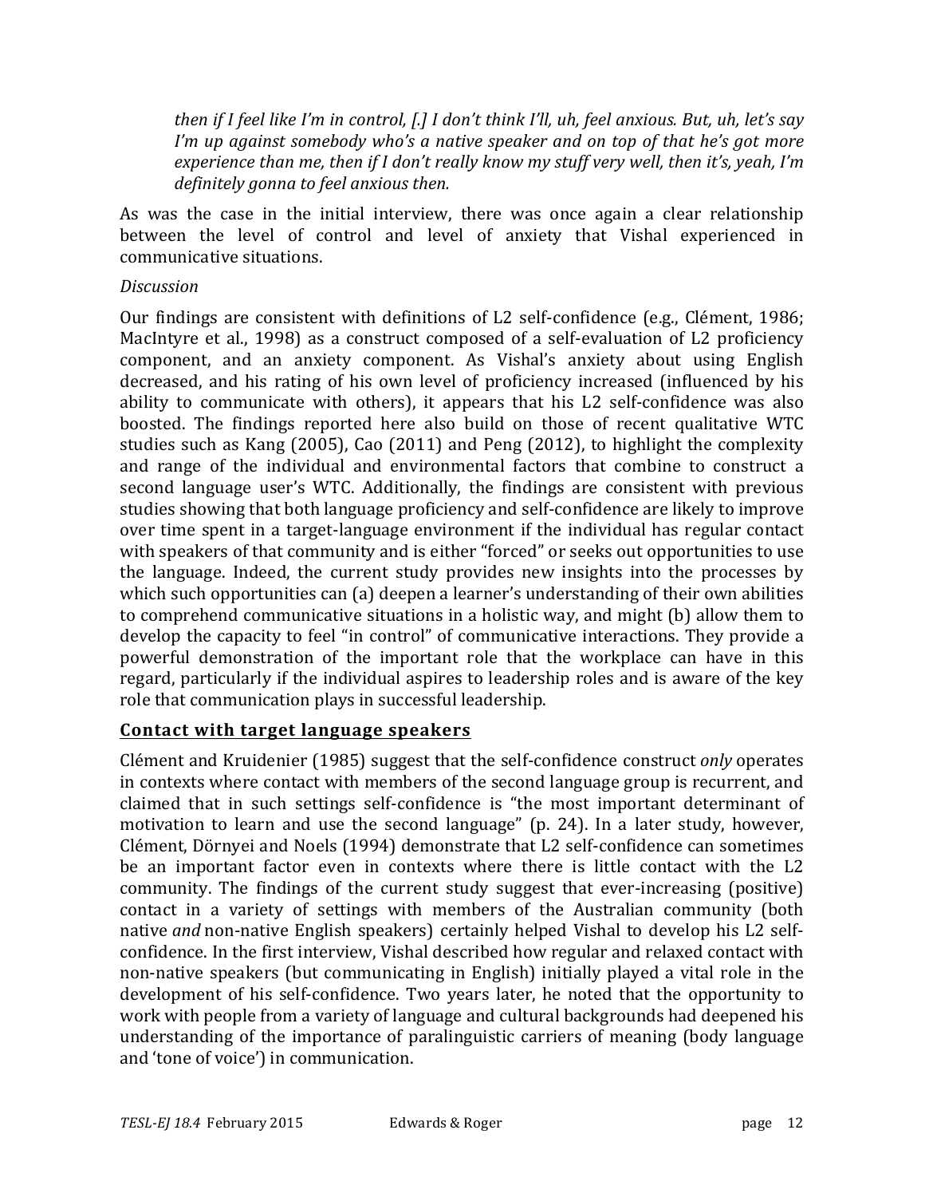*then if I feel like I'm in control, [.] I don't think I'll, uh, feel anxious. But, uh, let's say I'm up against somebody who's a native speaker and on top of that he's got more experience than me, then if I don't really know my stuff very well, then it's, yeah, I'm definitely gonna to feel anxious then.*

As was the case in the initial interview, there was once again a clear relationship between the level of control and level of anxiety that Vishal experienced in communicative situations.

*Discussion*

Our findings are consistent with definitions of L2 self-confidence (e.g., Clément, 1986; MacIntyre et al., 1998) as a construct composed of a self-evaluation of L2 proficiency component, and an anxiety component. As Vishal's anxiety about using English decreased, and his rating of his own level of proficiency increased (influenced by his ability to communicate with others), it appears that his L2 self-confidence was also boosted. The findings reported here also build on those of recent qualitative WTC studies such as Kang (2005), Cao (2011) and Peng (2012), to highlight the complexity and range of the individual and environmental factors that combine to construct a second language user's WTC. Additionally, the findings are consistent with previous studies showing that both language proficiency and self-confidence are likely to improve over time spent in a target-language environment if the individual has regular contact with speakers of that community and is either "forced" or seeks out opportunities to use the language. Indeed, the current study provides new insights into the processes by which such opportunities can (a) deepen a learner's understanding of their own abilities to comprehend communicative situations in a holistic way, and might (b) allow them to develop the capacity to feel "in control" of communicative interactions. They provide a powerful demonstration of the important role that the workplace can have in this regard, particularly if the individual aspires to leadership roles and is aware of the key role that communication plays in successful leadership.

## Contact with target language speakers

Clément and Kruidenier (1985) suggest that the self-confidence construct *only* operates in contexts where contact with members of the second language group is recurrent, and claimed that in such settings self-confidence is "the most important determinant of motivation to learn and use the second language" (p. 24). In a later study, however, Clément, Dörnyei and Noels (1994) demonstrate that L2 self-confidence can sometimes be an important factor even in contexts where there is little contact with the L2 community. The findings of the current study suggest that ever-increasing (positive) contact in a variety of settings with members of the Australian community (both native *and* non-native English speakers) certainly helped Vishal to develop his L2 self-confidence. In the first interview, Vishal described how regular and relaxed contact with non-native speakers (but communicating in English) initially played a vital role in the development of his self-confidence. Two years later, he noted that the opportunity to work with people from a variety of language and cultural backgrounds had deepened his understanding of the importance of paralinguistic carriers of meaning (body language and 'tone of voice') in communication.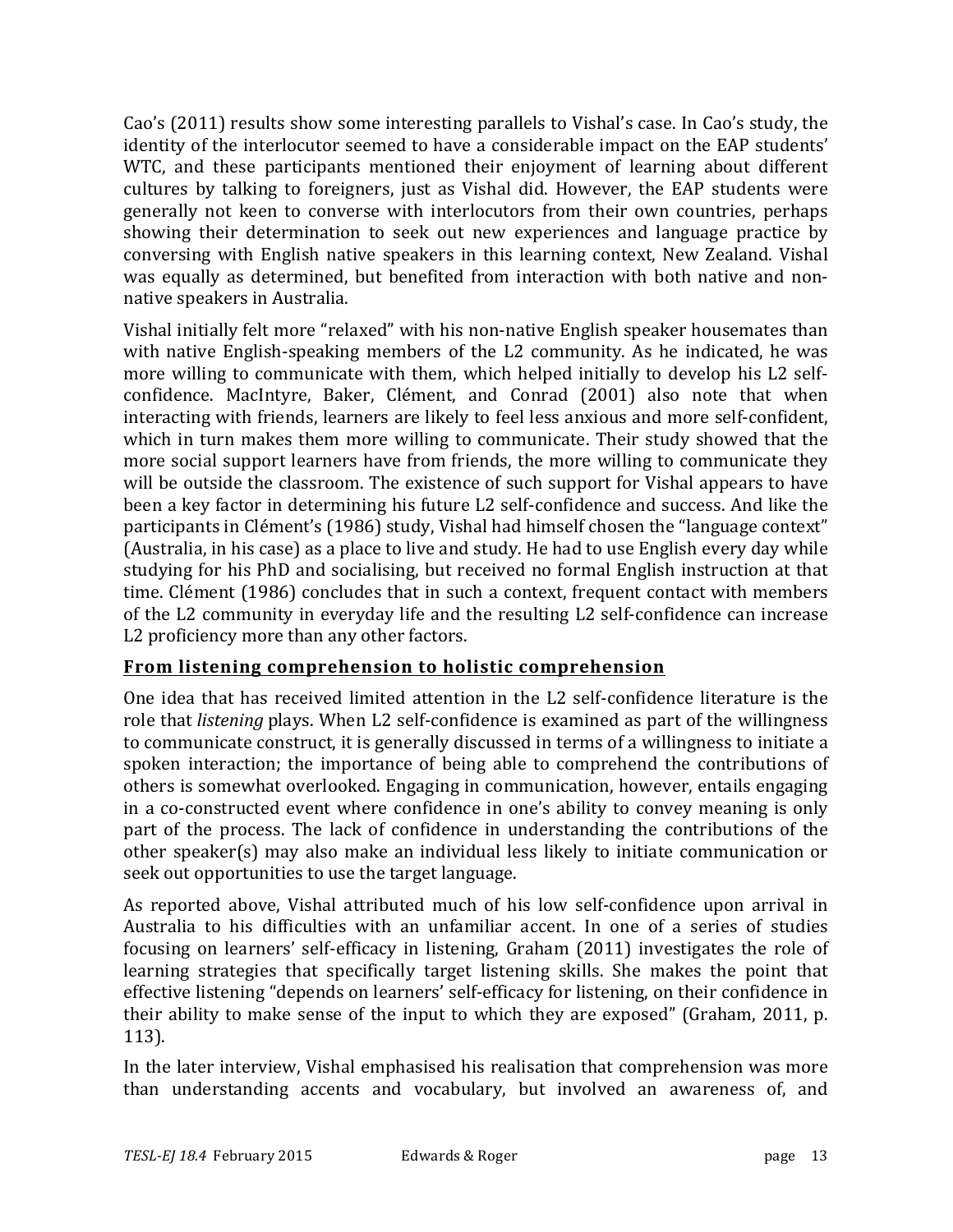Cao's (2011) results show some interesting parallels to Vishal's case. In Cao's study, the identity of the interlocutor seemed to have a considerable impact on the EAP students' WTC, and these participants mentioned their enjoyment of learning about different cultures by talking to foreigners, just as Vishal did. However, the EAP students were generally not keen to converse with interlocutors from their own countries, perhaps showing their determination to seek out new experiences and language practice by conversing with English native speakers in this learning context, New Zealand. Vishal was equally as determined, but benefited from interaction with both native and non-native speakers in Australia.

Vishal initially felt more "relaxed" with his non-native English speaker housemates than with native English-speaking members of the L2 community. As he indicated, he was more willing to communicate with them, which helped initially to develop his L2 self-confidence. MacIntyre, Baker, Clément, and Conrad (2001) also note that when interacting with friends, learners are likely to feel less anxious and more self-confident, which in turn makes them more willing to communicate. Their study showed that the more social support learners have from friends, the more willing to communicate they will be outside the classroom. The existence of such support for Vishal appears to have been a key factor in determining his future L2 self-confidence and success. And like the participants in Clément's (1986) study, Vishal had himself chosen the "language context" (Australia, in his case) as a place to live and study. He had to use English every day while studying for his PhD and socialising, but received no formal English instruction at that time. Clément (1986) concludes that in such a context, frequent contact with members of the L2 community in everyday life and the resulting L2 self-confidence can increase L2 proficiency more than any other factors.

## From listening comprehension to holistic comprehension

One idea that has received limited attention in the L2 self-confidence literature is the role that *listening* plays. When L2 self-confidence is examined as part of the willingness to communicate construct, it is generally discussed in terms of a willingness to initiate a spoken interaction; the importance of being able to comprehend the contributions of others is somewhat overlooked. Engaging in communication, however, entails engaging in a co-constructed event where confidence in one's ability to convey meaning is only part of the process. The lack of confidence in understanding the contributions of the other speaker(s) may also make an individual less likely to initiate communication or seek out opportunities to use the target language.

As reported above, Vishal attributed much of his low self-confidence upon arrival in Australia to his difficulties with an unfamiliar accent. In one of a series of studies focusing on learners' self-efficacy in listening, Graham (2011) investigates the role of learning strategies that specifically target listening skills. She makes the point that effective listening "depends on learners' self-efficacy for listening, on their confidence in their ability to make sense of the input to which they are exposed" (Graham, 2011, p. 113).

In the later interview, Vishal emphasised his realisation that comprehension was more than understanding accents and vocabulary, but involved an awareness of, and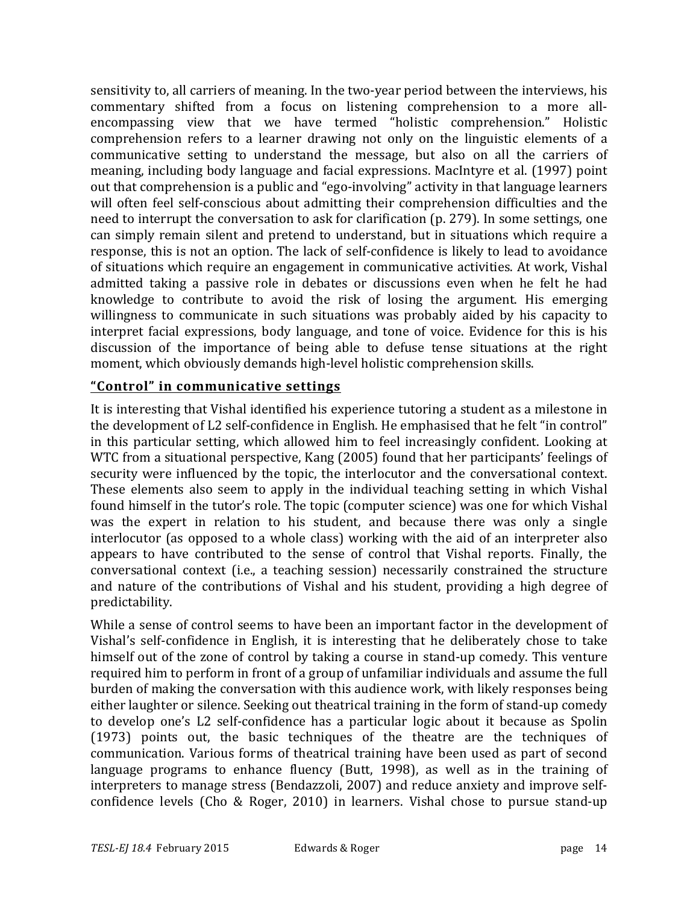sensitivity to, all carriers of meaning. In the two-year period between the interviews, his commentary shifted from a focus on listening comprehension to a more all-encompassing view that we have termed "holistic comprehension." Holistic comprehension refers to a learner drawing not only on the linguistic elements of a communicative setting to understand the message, but also on all the carriers of meaning, including body language and facial expressions. MacIntyre et al. (1997) point out that comprehension is a public and "ego-involving" activity in that language learners will often feel self-conscious about admitting their comprehension difficulties and the need to interrupt the conversation to ask for clarification (p. 279). In some settings, one can simply remain silent and pretend to understand, but in situations which require a response, this is not an option. The lack of self-confidence is likely to lead to avoidance of situations which require an engagement in communicative activities. At work, Vishal admitted taking a passive role in debates or discussions even when he felt he had knowledge to contribute to avoid the risk of losing the argument. His emerging willingness to communicate in such situations was probably aided by his capacity to interpret facial expressions, body language, and tone of voice. Evidence for this is his discussion of the importance of being able to defuse tense situations at the right moment, which obviously demands high-level holistic comprehension skills.

## "Control" in communicative settings

It is interesting that Vishal identified his experience tutoring a student as a milestone in the development of L2 self-confidence in English. He emphasised that he felt "in control" in this particular setting, which allowed him to feel increasingly confident. Looking at WTC from a situational perspective, Kang (2005) found that her participants' feelings of security were influenced by the topic, the interlocutor and the conversational context. These elements also seem to apply in the individual teaching setting in which Vishal found himself in the tutor's role. The topic (computer science) was one for which Vishal was the expert in relation to his student, and because there was only a single interlocutor (as opposed to a whole class) working with the aid of an interpreter also appears to have contributed to the sense of control that Vishal reports. Finally, the conversational context (i.e., a teaching session) necessarily constrained the structure and nature of the contributions of Vishal and his student, providing a high degree of predictability.

While a sense of control seems to have been an important factor in the development of Vishal's self-confidence in English, it is interesting that he deliberately chose to take himself out of the zone of control by taking a course in stand-up comedy. This venture required him to perform in front of a group of unfamiliar individuals and assume the full burden of making the conversation with this audience work, with likely responses being either laughter or silence. Seeking out theatrical training in the form of stand-up comedy to develop one's L2 self-confidence has a particular logic about it because as Spolin (1973) points out, the basic techniques of the theatre are the techniques of communication. Various forms of theatrical training have been used as part of second language programs to enhance fluency (Butt, 1998), as well as in the training of interpreters to manage stress (Bendazzoli, 2007) and reduce anxiety and improve self-confidence levels (Cho & Roger, 2010) in learners. Vishal chose to pursue stand-up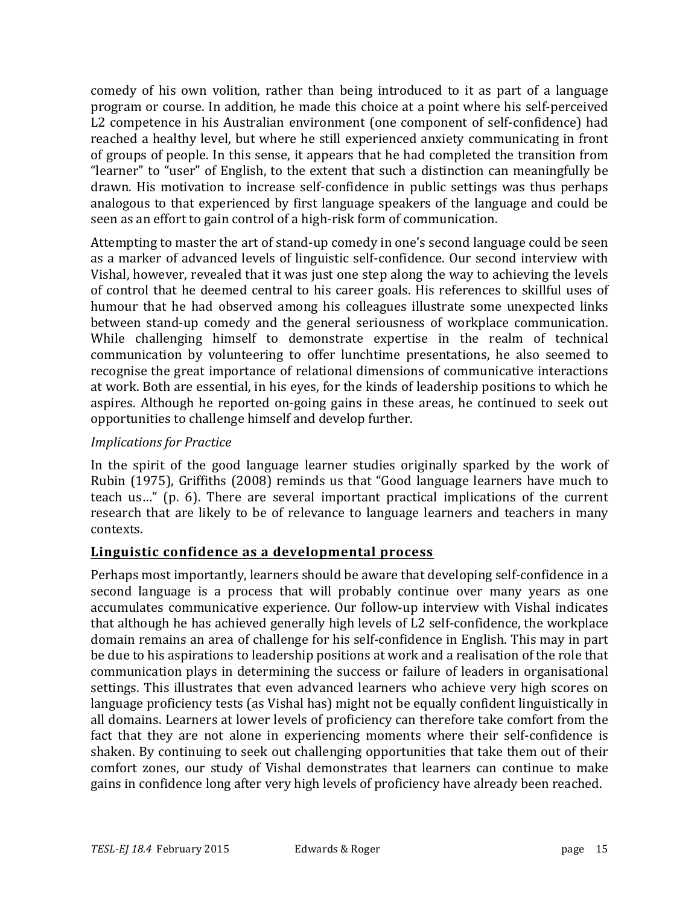comedy of his own volition, rather than being introduced to it as part of a language program or course. In addition, he made this choice at a point where his self-perceived L2 competence in his Australian environment (one component of self-confidence) had reached a healthy level, but where he still experienced anxiety communicating in front of groups of people. In this sense, it appears that he had completed the transition from "learner" to "user" of English, to the extent that such a distinction can meaningfully be drawn. His motivation to increase self-confidence in public settings was thus perhaps analogous to that experienced by first language speakers of the language and could be seen as an effort to gain control of a high-risk form of communication.

Attempting to master the art of stand-up comedy in one's second language could be seen as a marker of advanced levels of linguistic self-confidence. Our second interview with Vishal, however, revealed that it was just one step along the way to achieving the levels of control that he deemed central to his career goals. His references to skillful uses of humour that he had observed among his colleagues illustrate some unexpected links between stand-up comedy and the general seriousness of workplace communication. While challenging himself to demonstrate expertise in the realm of technical communication by volunteering to offer lunchtime presentations, he also seemed to recognise the great importance of relational dimensions of communicative interactions at work. Both are essential, in his eyes, for the kinds of leadership positions to which he aspires. Although he reported on-going gains in these areas, he continued to seek out opportunities to challenge himself and develop further.

*Implications for Practice*

In the spirit of the good language learner studies originally sparked by the work of Rubin (1975), Griffiths (2008) reminds us that "Good language learners have much to teach us…" (p. 6). There are several important practical implications of the current research that are likely to be of relevance to language learners and teachers in many contexts.

**Linguistic confidence as a developmental process**

Perhaps most importantly, learners should be aware that developing self-confidence in a second language is a process that will probably continue over many years as one accumulates communicative experience. Our follow-up interview with Vishal indicates that although he has achieved generally high levels of L2 self-confidence, the workplace domain remains an area of challenge for his self-confidence in English. This may in part be due to his aspirations to leadership positions at work and a realisation of the role that communication plays in determining the success or failure of leaders in organisational settings. This illustrates that even advanced learners who achieve very high scores on language proficiency tests (as Vishal has) might not be equally confident linguistically in all domains. Learners at lower levels of proficiency can therefore take comfort from the fact that they are not alone in experiencing moments where their self-confidence is shaken. By continuing to seek out challenging opportunities that take them out of their comfort zones, our study of Vishal demonstrates that learners can continue to make gains in confidence long after very high levels of proficiency have already been reached.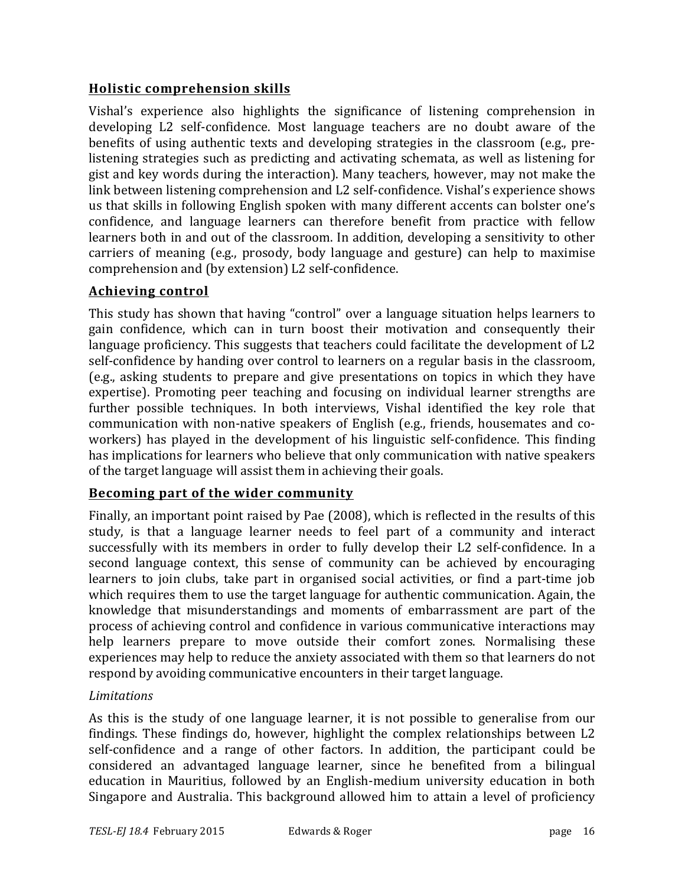### Holistic comprehension skills

Vishal's experience also highlights the significance of listening comprehension in developing L2 self-confidence. Most language teachers are no doubt aware of the benefits of using authentic texts and developing strategies in the classroom (e.g., pre-listening strategies such as predicting and activating schemata, as well as listening for gist and key words during the interaction). Many teachers, however, may not make the link between listening comprehension and L2 self-confidence. Vishal's experience shows us that skills in following English spoken with many different accents can bolster one's confidence, and language learners can therefore benefit from practice with fellow learners both in and out of the classroom. In addition, developing a sensitivity to other carriers of meaning (e.g., prosody, body language and gesture) can help to maximise comprehension and (by extension) L2 self-confidence.

### Achieving control

This study has shown that having "control" over a language situation helps learners to gain confidence, which can in turn boost their motivation and consequently their language proficiency. This suggests that teachers could facilitate the development of L2 self-confidence by handing over control to learners on a regular basis in the classroom, (e.g., asking students to prepare and give presentations on topics in which they have expertise). Promoting peer teaching and focusing on individual learner strengths are further possible techniques. In both interviews, Vishal identified the key role that communication with non-native speakers of English (e.g., friends, housemates and co-workers) has played in the development of his linguistic self-confidence. This finding has implications for learners who believe that only communication with native speakers of the target language will assist them in achieving their goals.

### Becoming part of the wider community

Finally, an important point raised by Pae (2008), which is reflected in the results of this study, is that a language learner needs to feel part of a community and interact successfully with its members in order to fully develop their L2 self-confidence. In a second language context, this sense of community can be achieved by encouraging learners to join clubs, take part in organised social activities, or find a part-time job which requires them to use the target language for authentic communication. Again, the knowledge that misunderstandings and moments of embarrassment are part of the process of achieving control and confidence in various communicative interactions may help learners prepare to move outside their comfort zones. Normalising these experiences may help to reduce the anxiety associated with them so that learners do not respond by avoiding communicative encounters in their target language.

*Limitations*

As this is the study of one language learner, it is not possible to generalise from our findings. These findings do, however, highlight the complex relationships between L2 self-confidence and a range of other factors. In addition, the participant could be considered an advantaged language learner, since he benefited from a bilingual education in Mauritius, followed by an English-medium university education in both Singapore and Australia. This background allowed him to attain a level of proficiency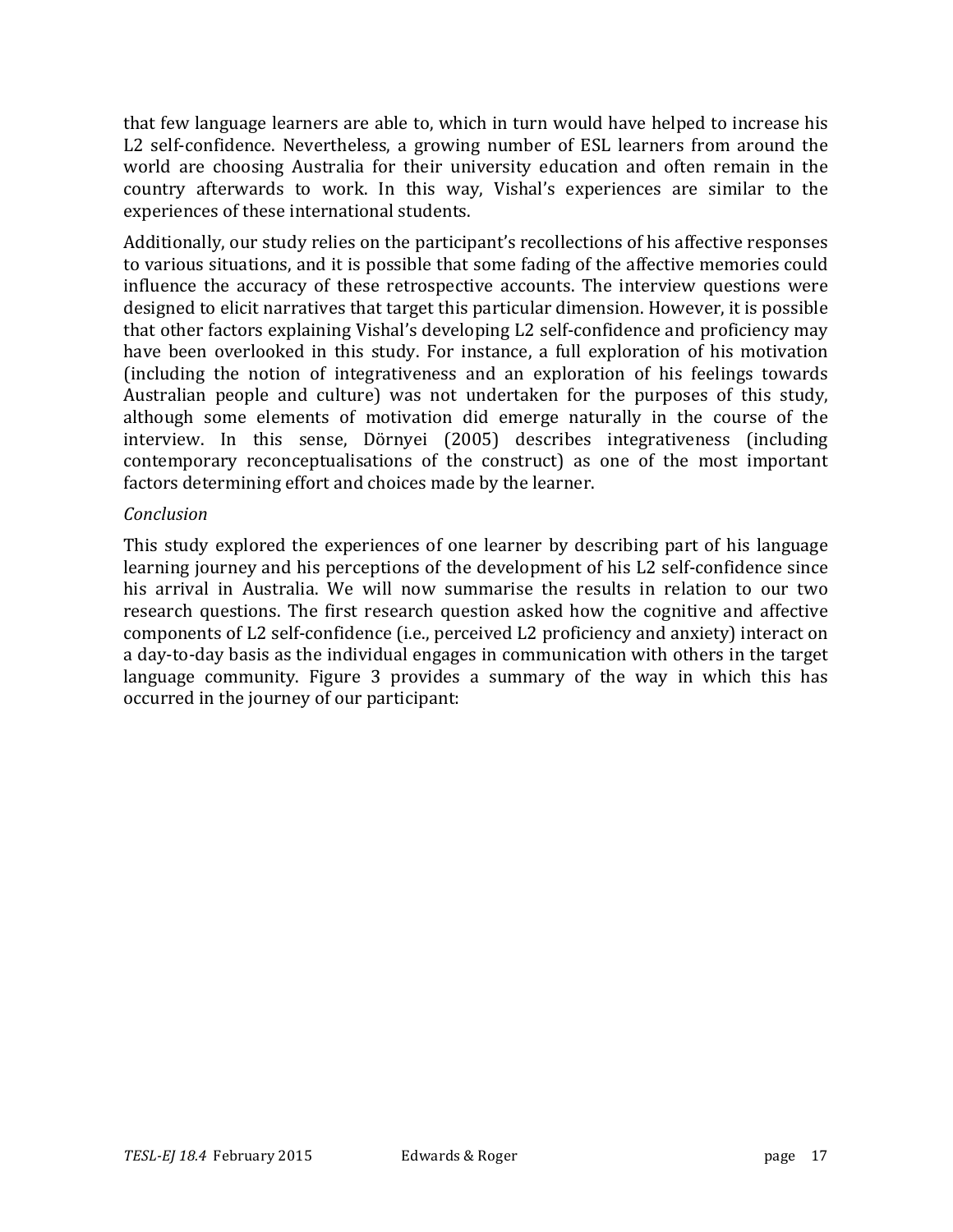that few language learners are able to, which in turn would have helped to increase his L2 self-confidence. Nevertheless, a growing number of ESL learners from around the world are choosing Australia for their university education and often remain in the country afterwards to work. In this way, Vishal's experiences are similar to the experiences of these international students.

Additionally, our study relies on the participant's recollections of his affective responses to various situations, and it is possible that some fading of the affective memories could influence the accuracy of these retrospective accounts. The interview questions were designed to elicit narratives that target this particular dimension. However, it is possible that other factors explaining Vishal's developing L2 self-confidence and proficiency may have been overlooked in this study. For instance, a full exploration of his motivation (including the notion of integrativeness and an exploration of his feelings towards Australian people and culture) was not undertaken for the purposes of this study, although some elements of motivation did emerge naturally in the course of the interview. In this sense, Dörnyei (2005) describes integrativeness (including contemporary reconceptualisations of the construct) as one of the most important factors determining effort and choices made by the learner.

*Conclusion*

This study explored the experiences of one learner by describing part of his language learning journey and his perceptions of the development of his L2 self-confidence since his arrival in Australia. We will now summarise the results in relation to our two research questions. The first research question asked how the cognitive and affective components of L2 self-confidence (i.e., perceived L2 proficiency and anxiety) interact on a day-to-day basis as the individual engages in communication with others in the target language community. Figure 3 provides a summary of the way in which this has occurred in the journey of our participant: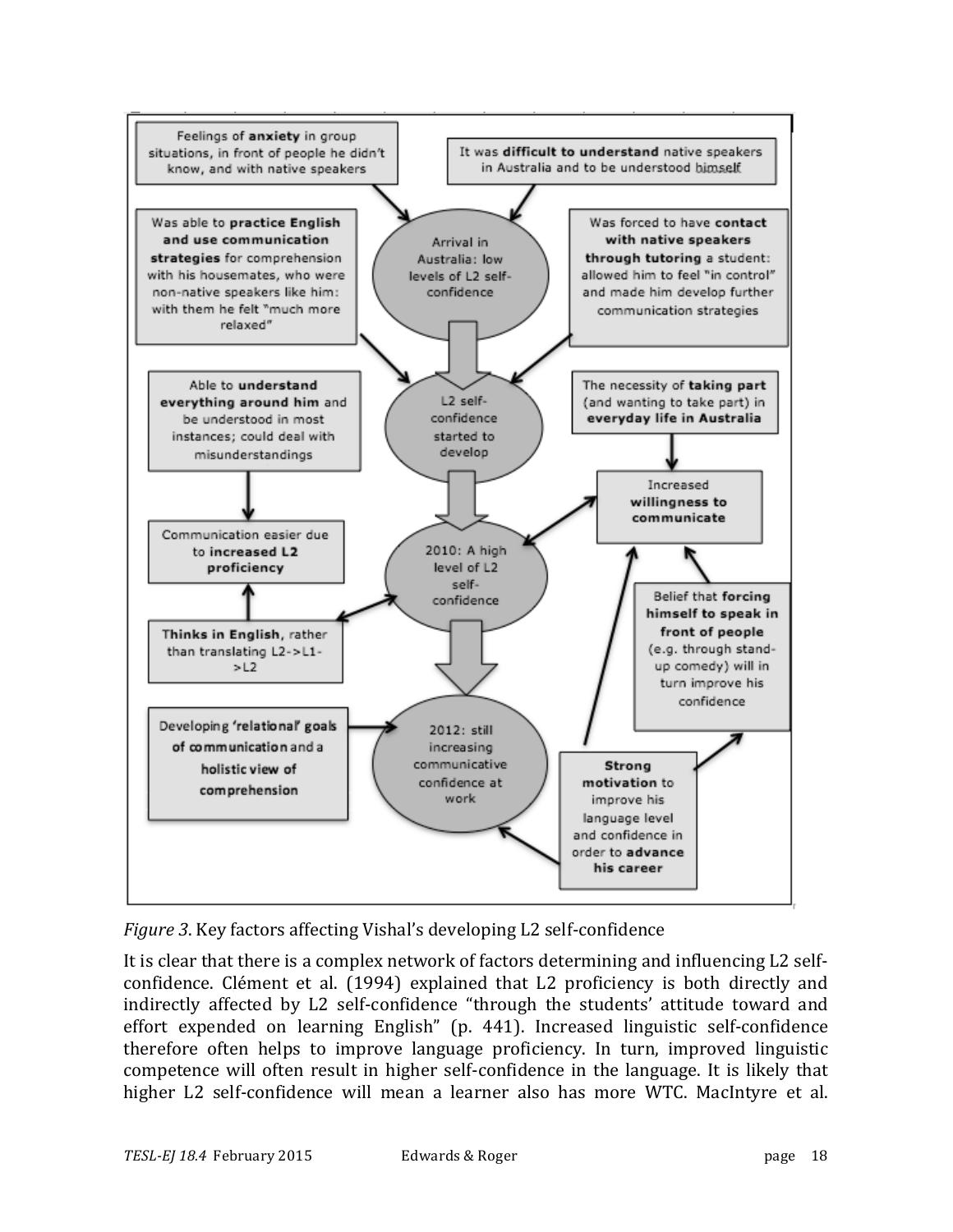Feelings of **anxiety** in group situations, in front of people he didn't know, and with native speakers

It was **difficult to understand** native speakers in Australia and to be understood himself

Arrival in Australia: low levels of L2 self-confidence

Was able to **practice English and use communication strategies** for comprehension with his housemates, who were non-native speakers like him: with them he felt "much more relaxed"

Was forced to have **contact with native speakers through tutoring** a student: allowed him to feel "in control" and made him develop further communication strategies

L2 self-confidence started to develop

Able to **understand everything around him** and be understood in most instances; could deal with misunderstandings

The necessity of **taking part** (and wanting to take part) in **everyday life in Australia**

Increased **willingness to communicate**

Communication easier due to **increased L2 proficiency**

2010: A high level of L2 self-confidence

**Thinks in English**, rather than translating L2->L1->L2

Belief that **forcing himself to speak in front of people** (e.g. through stand-up comedy) will in turn improve his confidence

Developing **'relational' goals of communication** and a **holistic view of comprehension**

2012: still increasing communicative confidence at work

**Strong motivation** to improve his language level and confidence in order to **advance his career**

*Figure 3*. Key factors affecting Vishal's developing L2 self-confidence

It is clear that there is a complex network of factors determining and influencing L2 self-confidence. Clément et al. (1994) explained that L2 proficiency is both directly and indirectly affected by L2 self-confidence "through the students' attitude toward and effort expended on learning English" (p. 441). Increased linguistic self-confidence therefore often helps to improve language proficiency. In turn, improved linguistic competence will often result in higher self-confidence in the language. It is likely that higher L2 self-confidence will mean a learner also has more WTC. MacIntyre et al.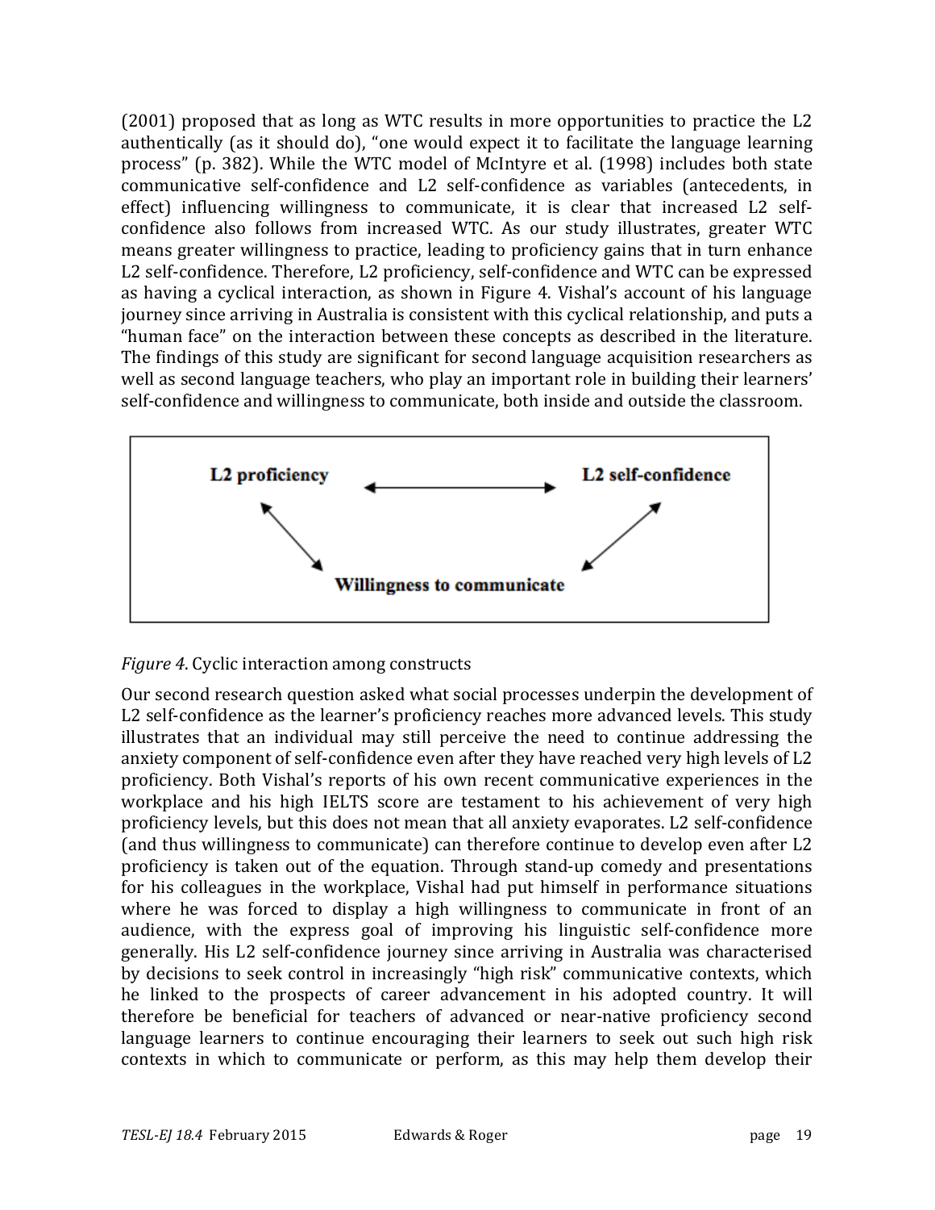(2001) proposed that as long as WTC results in more opportunities to practice the L2 authentically (as it should do), "one would expect it to facilitate the language learning process" (p. 382). While the WTC model of McIntyre et al. (1998) includes both state communicative self-confidence and L2 self-confidence as variables (antecedents, in effect) influencing willingness to communicate, it is clear that increased L2 self-confidence also follows from increased WTC. As our study illustrates, greater WTC means greater willingness to practice, leading to proficiency gains that in turn enhance L2 self-confidence. Therefore, L2 proficiency, self-confidence and WTC can be expressed as having a cyclical interaction, as shown in Figure 4. Vishal's account of his language journey since arriving in Australia is consistent with this cyclical relationship, and puts a "human face" on the interaction between these concepts as described in the literature. The findings of this study are significant for second language acquisition researchers as well as second language teachers, who play an important role in building their learners' self-confidence and willingness to communicate, both inside and outside the classroom.

**L2 proficiency** ⟷ **L2 self-confidence**

**Willingness to communicate**

*Figure 4*. Cyclic interaction among constructs

Our second research question asked what social processes underpin the development of L2 self-confidence as the learner's proficiency reaches more advanced levels. This study illustrates that an individual may still perceive the need to continue addressing the anxiety component of self-confidence even after they have reached very high levels of L2 proficiency. Both Vishal's reports of his own recent communicative experiences in the workplace and his high IELTS score are testament to his achievement of very high proficiency levels, but this does not mean that all anxiety evaporates. L2 self-confidence (and thus willingness to communicate) can therefore continue to develop even after L2 proficiency is taken out of the equation. Through stand-up comedy and presentations for his colleagues in the workplace, Vishal had put himself in performance situations where he was forced to display a high willingness to communicate in front of an audience, with the express goal of improving his linguistic self-confidence more generally. His L2 self-confidence journey since arriving in Australia was characterised by decisions to seek control in increasingly "high risk" communicative contexts, which he linked to the prospects of career advancement in his adopted country. It will therefore be beneficial for teachers of advanced or near-native proficiency second language learners to continue encouraging their learners to seek out such high risk contexts in which to communicate or perform, as this may help them develop their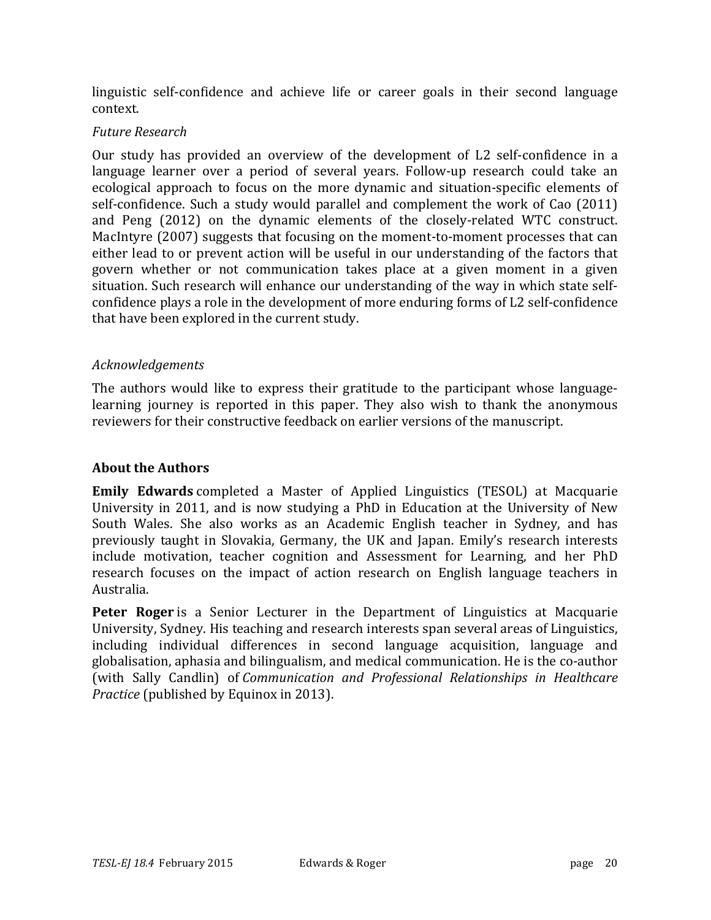linguistic self-confidence and achieve life or career goals in their second language context.

*Future Research*

Our study has provided an overview of the development of L2 self-confidence in a language learner over a period of several years. Follow-up research could take an ecological approach to focus on the more dynamic and situation-specific elements of self-confidence. Such a study would parallel and complement the work of Cao (2011) and Peng (2012) on the dynamic elements of the closely-related WTC construct. MacIntyre (2007) suggests that focusing on the moment-to-moment processes that can either lead to or prevent action will be useful in our understanding of the factors that govern whether or not communication takes place at a given moment in a given situation. Such research will enhance our understanding of the way in which state self-confidence plays a role in the development of more enduring forms of L2 self-confidence that have been explored in the current study.

*Acknowledgements*

The authors would like to express their gratitude to the participant whose language-learning journey is reported in this paper. They also wish to thank the anonymous reviewers for their constructive feedback on earlier versions of the manuscript.

## About the Authors

**Emily Edwards** completed a Master of Applied Linguistics (TESOL) at Macquarie University in 2011, and is now studying a PhD in Education at the University of New South Wales. She also works as an Academic English teacher in Sydney, and has previously taught in Slovakia, Germany, the UK and Japan. Emily's research interests include motivation, teacher cognition and Assessment for Learning, and her PhD research focuses on the impact of action research on English language teachers in Australia.

**Peter Roger** is a Senior Lecturer in the Department of Linguistics at Macquarie University, Sydney. His teaching and research interests span several areas of Linguistics, including individual differences in second language acquisition, language and globalisation, aphasia and bilingualism, and medical communication. He is the co-author (with Sally Candlin) of *Communication and Professional Relationships in Healthcare Practice* (published by Equinox in 2013).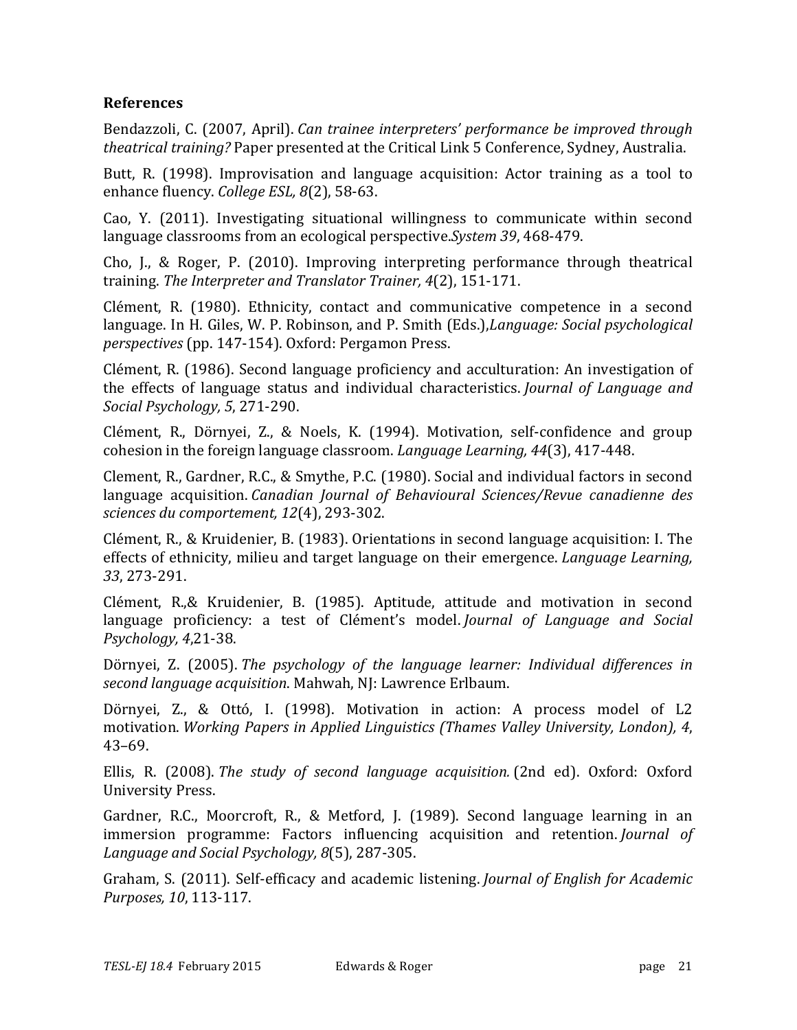**References**

Bendazzoli, C. (2007, April). *Can trainee interpreters' performance be improved through theatrical training?* Paper presented at the Critical Link 5 Conference, Sydney, Australia.

Butt, R. (1998). Improvisation and language acquisition: Actor training as a tool to enhance fluency. *College ESL, 8*(2), 58-63.

Cao, Y. (2011). Investigating situational willingness to communicate within second language classrooms from an ecological perspective.*System 39*, 468-479.

Cho, J., & Roger, P. (2010). Improving interpreting performance through theatrical training. *The Interpreter and Translator Trainer, 4*(2), 151-171.

Clément, R. (1980). Ethnicity, contact and communicative competence in a second language. In H. Giles, W. P. Robinson, and P. Smith (Eds.),*Language: Social psychological perspectives* (pp. 147-154). Oxford: Pergamon Press.

Clément, R. (1986). Second language proficiency and acculturation: An investigation of the effects of language status and individual characteristics. *Journal of Language and Social Psychology, 5*, 271-290.

Clément, R., Dörnyei, Z., & Noels, K. (1994). Motivation, self-confidence and group cohesion in the foreign language classroom. *Language Learning, 44*(3), 417-448.

Clement, R., Gardner, R.C., & Smythe, P.C. (1980). Social and individual factors in second language acquisition. *Canadian Journal of Behavioural Sciences/Revue canadienne des sciences du comportement, 12*(4), 293-302.

Clément, R., & Kruidenier, B. (1983). Orientations in second language acquisition: I. The effects of ethnicity, milieu and target language on their emergence. *Language Learning, 33*, 273-291.

Clément, R.,& Kruidenier, B. (1985). Aptitude, attitude and motivation in second language proficiency: a test of Clément's model. *Journal of Language and Social Psychology, 4*,21-38.

Dörnyei, Z. (2005). *The psychology of the language learner: Individual differences in second language acquisition*. Mahwah, NJ: Lawrence Erlbaum.

Dörnyei, Z., & Ottó, I. (1998). Motivation in action: A process model of L2 motivation. *Working Papers in Applied Linguistics (Thames Valley University, London), 4*, 43–69.

Ellis, R. (2008). *The study of second language acquisition.* (2nd ed). Oxford: Oxford University Press.

Gardner, R.C., Moorcroft, R., & Metford, J. (1989). Second language learning in an immersion programme: Factors influencing acquisition and retention. *Journal of Language and Social Psychology, 8*(5), 287-305.

Graham, S. (2011). Self-efficacy and academic listening. *Journal of English for Academic Purposes, 10*, 113-117.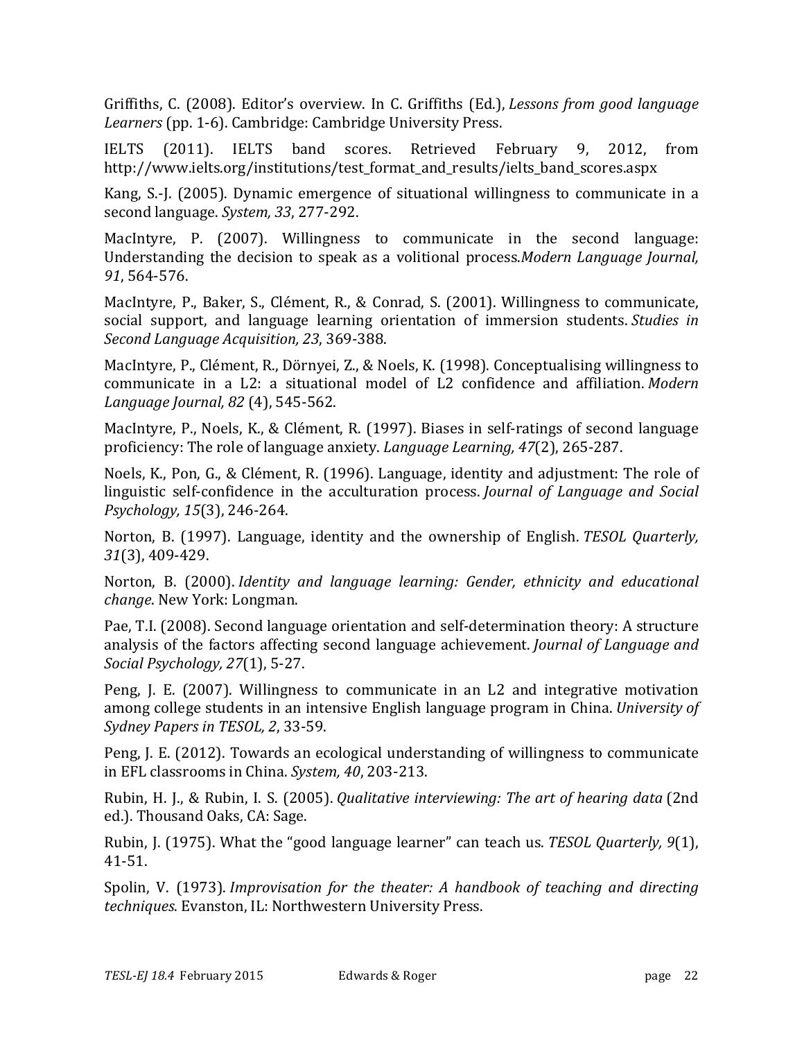Griffiths, C. (2008). Editor's overview. In C. Griffiths (Ed.), *Lessons from good language Learners* (pp. 1-6). Cambridge: Cambridge University Press.

IELTS (2011). IELTS band scores. Retrieved February 9, 2012, from http://www.ielts.org/institutions/test_format_and_results/ielts_band_scores.aspx

Kang, S.-J. (2005). Dynamic emergence of situational willingness to communicate in a second language. *System, 33*, 277-292.

MacIntyre, P. (2007). Willingness to communicate in the second language: Understanding the decision to speak as a volitional process.*Modern Language Journal, 91*, 564-576.

MacIntyre, P., Baker, S., Clément, R., & Conrad, S. (2001). Willingness to communicate, social support, and language learning orientation of immersion students. *Studies in Second Language Acquisition, 23*, 369-388.

MacIntyre, P., Clément, R., Dörnyei, Z., & Noels, K. (1998). Conceptualising willingness to communicate in a L2: a situational model of L2 confidence and affiliation. *Modern Language Journal, 82* (4), 545-562.

MacIntyre, P., Noels, K., & Clément, R. (1997). Biases in self-ratings of second language proficiency: The role of language anxiety. *Language Learning, 47*(2), 265-287.

Noels, K., Pon, G., & Clément, R. (1996). Language, identity and adjustment: The role of linguistic self-confidence in the acculturation process. *Journal of Language and Social Psychology, 15*(3), 246-264.

Norton, B. (1997). Language, identity and the ownership of English. *TESOL Quarterly, 31*(3), 409-429.

Norton, B. (2000). *Identity and language learning: Gender, ethnicity and educational change*. New York: Longman.

Pae, T.I. (2008). Second language orientation and self-determination theory: A structure analysis of the factors affecting second language achievement. *Journal of Language and Social Psychology, 27*(1), 5-27.

Peng, J. E. (2007). Willingness to communicate in an L2 and integrative motivation among college students in an intensive English language program in China. *University of Sydney Papers in TESOL, 2*, 33-59.

Peng, J. E. (2012). Towards an ecological understanding of willingness to communicate in EFL classrooms in China. *System, 40*, 203-213.

Rubin, H. J., & Rubin, I. S. (2005). *Qualitative interviewing: The art of hearing data* (2nd ed.). Thousand Oaks, CA: Sage.

Rubin, J. (1975). What the "good language learner" can teach us. *TESOL Quarterly, 9*(1), 41-51.

Spolin, V. (1973). *Improvisation for the theater: A handbook of teaching and directing techniques*. Evanston, IL: Northwestern University Press.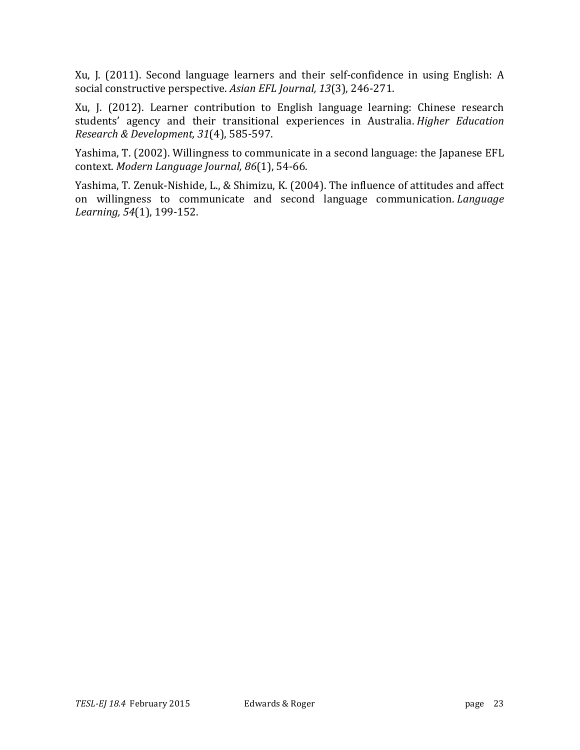Xu, J. (2011). Second language learners and their self-confidence in using English: A social constructive perspective. *Asian EFL Journal, 13*(3), 246-271.

Xu, J. (2012). Learner contribution to English language learning: Chinese research students' agency and their transitional experiences in Australia. *Higher Education Research & Development, 31*(4), 585-597.

Yashima, T. (2002). Willingness to communicate in a second language: the Japanese EFL context. *Modern Language Journal, 86*(1), 54-66.

Yashima, T. Zenuk-Nishide, L., & Shimizu, K. (2004). The influence of attitudes and affect on willingness to communicate and second language communication. *Language Learning, 54*(1), 199-152.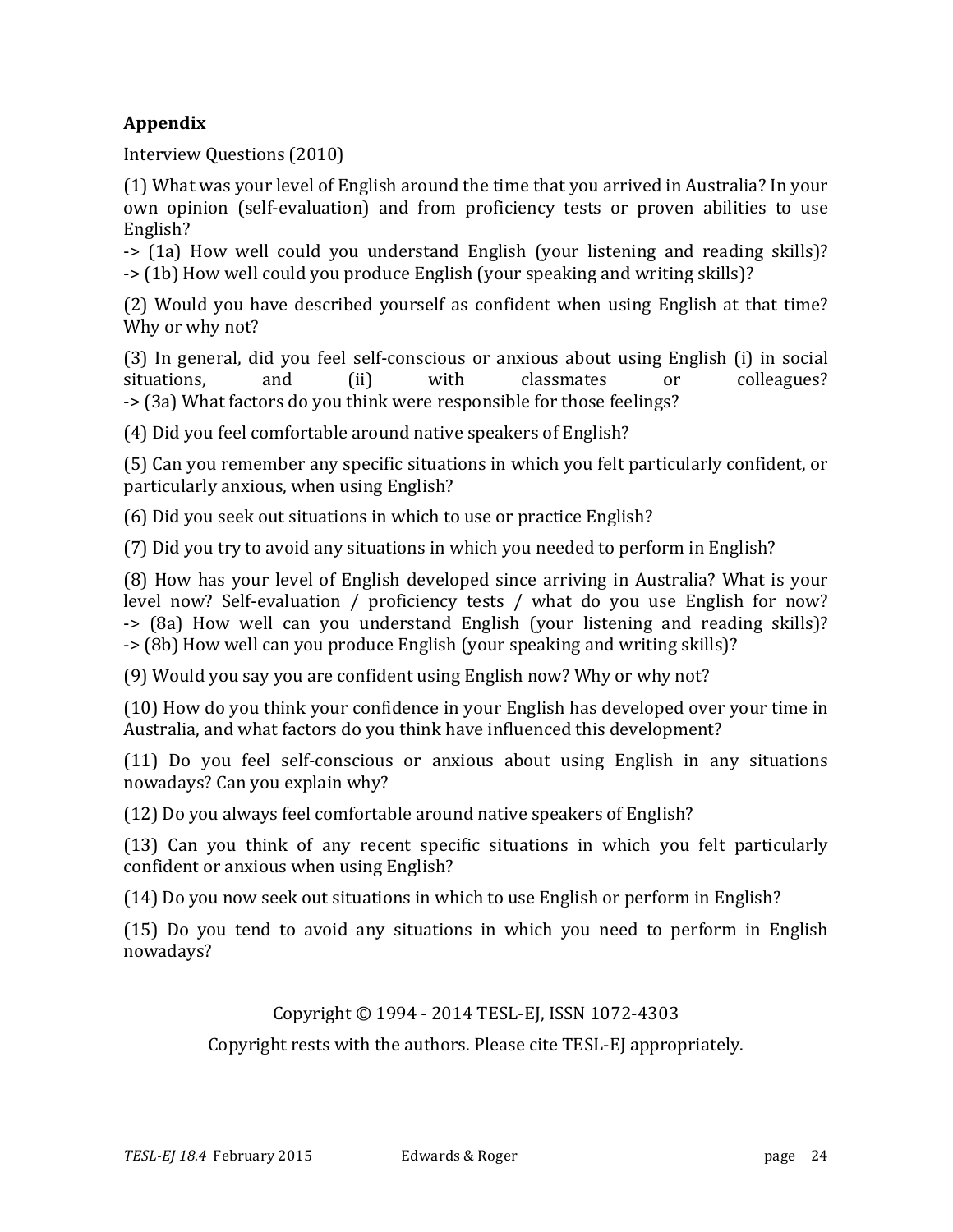**Appendix**

Interview Questions (2010)

(1) What was your level of English around the time that you arrived in Australia? In your own opinion (self-evaluation) and from proficiency tests or proven abilities to use English?
-> (1a) How well could you understand English (your listening and reading skills)?
-> (1b) How well could you produce English (your speaking and writing skills)?

(2) Would you have described yourself as confident when using English at that time? Why or why not?

(3) In general, did you feel self-conscious or anxious about using English (i) in social situations, and (ii) with classmates or colleagues?
-> (3a) What factors do you think were responsible for those feelings?

(4) Did you feel comfortable around native speakers of English?

(5) Can you remember any specific situations in which you felt particularly confident, or particularly anxious, when using English?

(6) Did you seek out situations in which to use or practice English?

(7) Did you try to avoid any situations in which you needed to perform in English?

(8) How has your level of English developed since arriving in Australia? What is your level now? Self-evaluation / proficiency tests / what do you use English for now?
-> (8a) How well can you understand English (your listening and reading skills)?
-> (8b) How well can you produce English (your speaking and writing skills)?

(9) Would you say you are confident using English now? Why or why not?

(10) How do you think your confidence in your English has developed over your time in Australia, and what factors do you think have influenced this development?

(11) Do you feel self-conscious or anxious about using English in any situations nowadays? Can you explain why?

(12) Do you always feel comfortable around native speakers of English?

(13) Can you think of any recent specific situations in which you felt particularly confident or anxious when using English?

(14) Do you now seek out situations in which to use English or perform in English?

(15) Do you tend to avoid any situations in which you need to perform in English nowadays?

Copyright © 1994 - 2014 TESL-EJ, ISSN 1072-4303

Copyright rests with the authors. Please cite TESL-EJ appropriately.